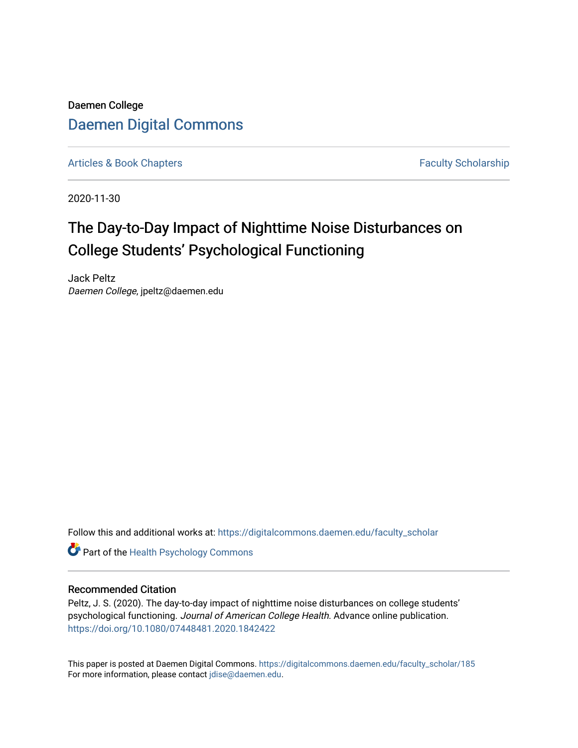Daemen College

# Daemen Digital Commons

Articles & Book Chapters | Faculty Scholarship

2020-11-30

# The Day-to-Day Impact of Nighttime Noise Disturbances on College Students' Psychological Functioning

Jack Peltz
*Daemen College*, jpeltz@daemen.edu

Follow this and additional works at: https://digitalcommons.daemen.edu/faculty_scholar

Part of the Health Psychology Commons

## Recommended Citation

Peltz, J. S. (2020). The day-to-day impact of nighttime noise disturbances on college students' psychological functioning. *Journal of American College Health*. Advance online publication. https://doi.org/10.1080/07448481.2020.1842422

This paper is posted at Daemen Digital Commons. https://digitalcommons.daemen.edu/faculty_scholar/185
For more information, please contact jdise@daemen.edu.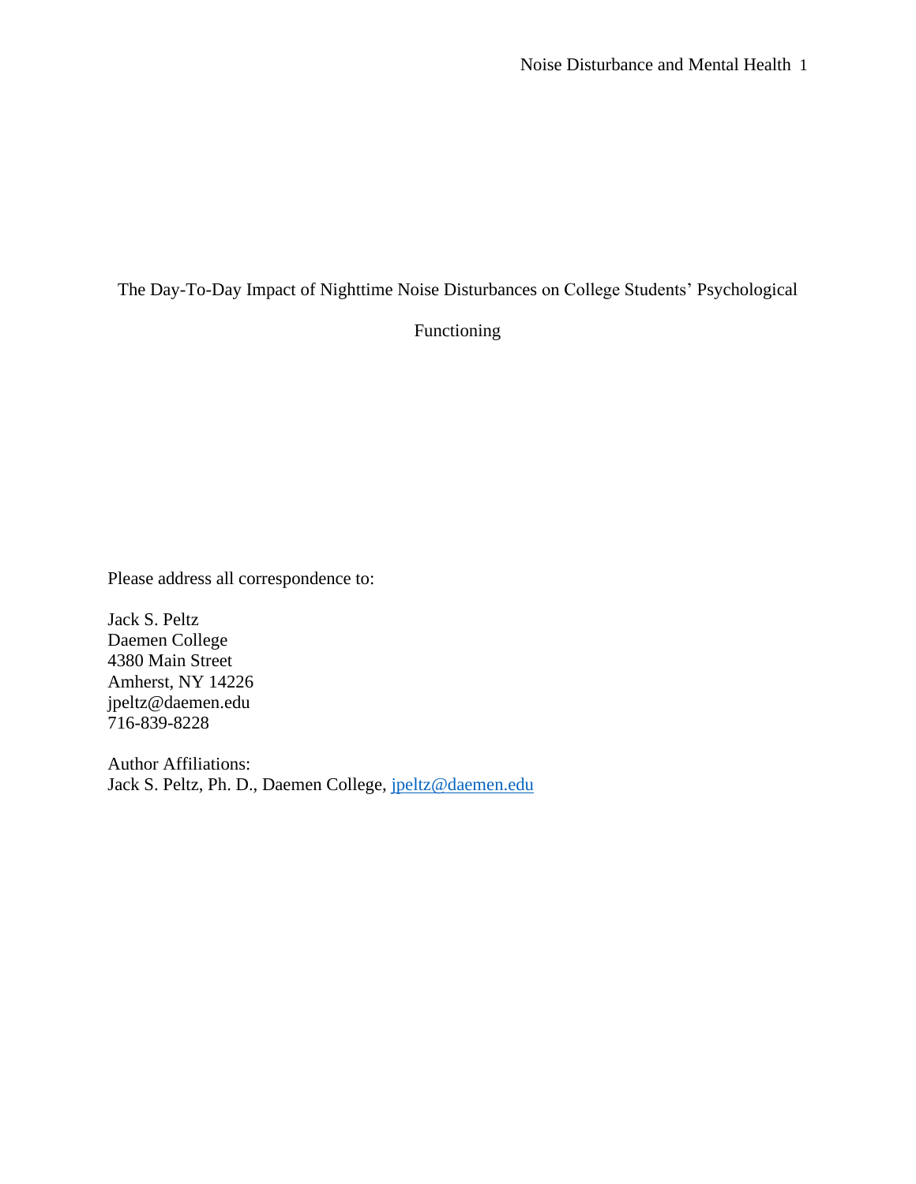# The Day-To-Day Impact of Nighttime Noise Disturbances on College Students' Psychological Functioning

Please address all correspondence to:

Jack S. Peltz  
Daemen College  
4380 Main Street  
Amherst, NY 14226  
jpeltz@daemen.edu  
716-839-8228

Author Affiliations:  
Jack S. Peltz, Ph. D., Daemen College, jpeltz@daemen.edu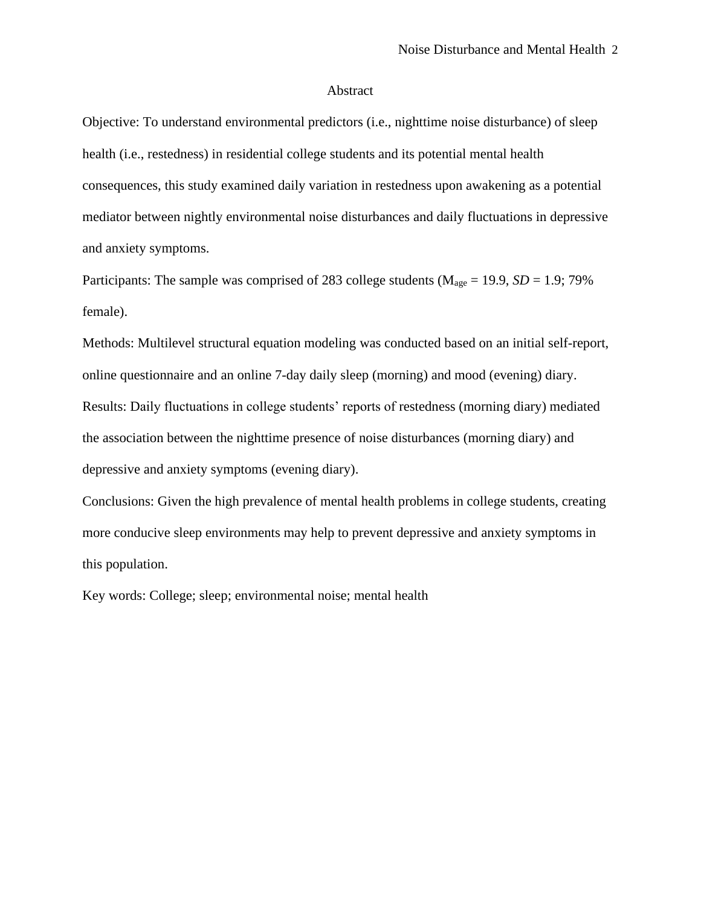## Abstract

Objective: To understand environmental predictors (i.e., nighttime noise disturbance) of sleep health (i.e., restedness) in residential college students and its potential mental health consequences, this study examined daily variation in restedness upon awakening as a potential mediator between nightly environmental noise disturbances and daily fluctuations in depressive and anxiety symptoms.

Participants: The sample was comprised of 283 college students ($M_{age}$ = 19.9, *SD* = 1.9; 79% female).

Methods: Multilevel structural equation modeling was conducted based on an initial self-report, online questionnaire and an online 7-day daily sleep (morning) and mood (evening) diary.

Results: Daily fluctuations in college students' reports of restedness (morning diary) mediated the association between the nighttime presence of noise disturbances (morning diary) and depressive and anxiety symptoms (evening diary).

Conclusions: Given the high prevalence of mental health problems in college students, creating more conducive sleep environments may help to prevent depressive and anxiety symptoms in this population.

Key words: College; sleep; environmental noise; mental health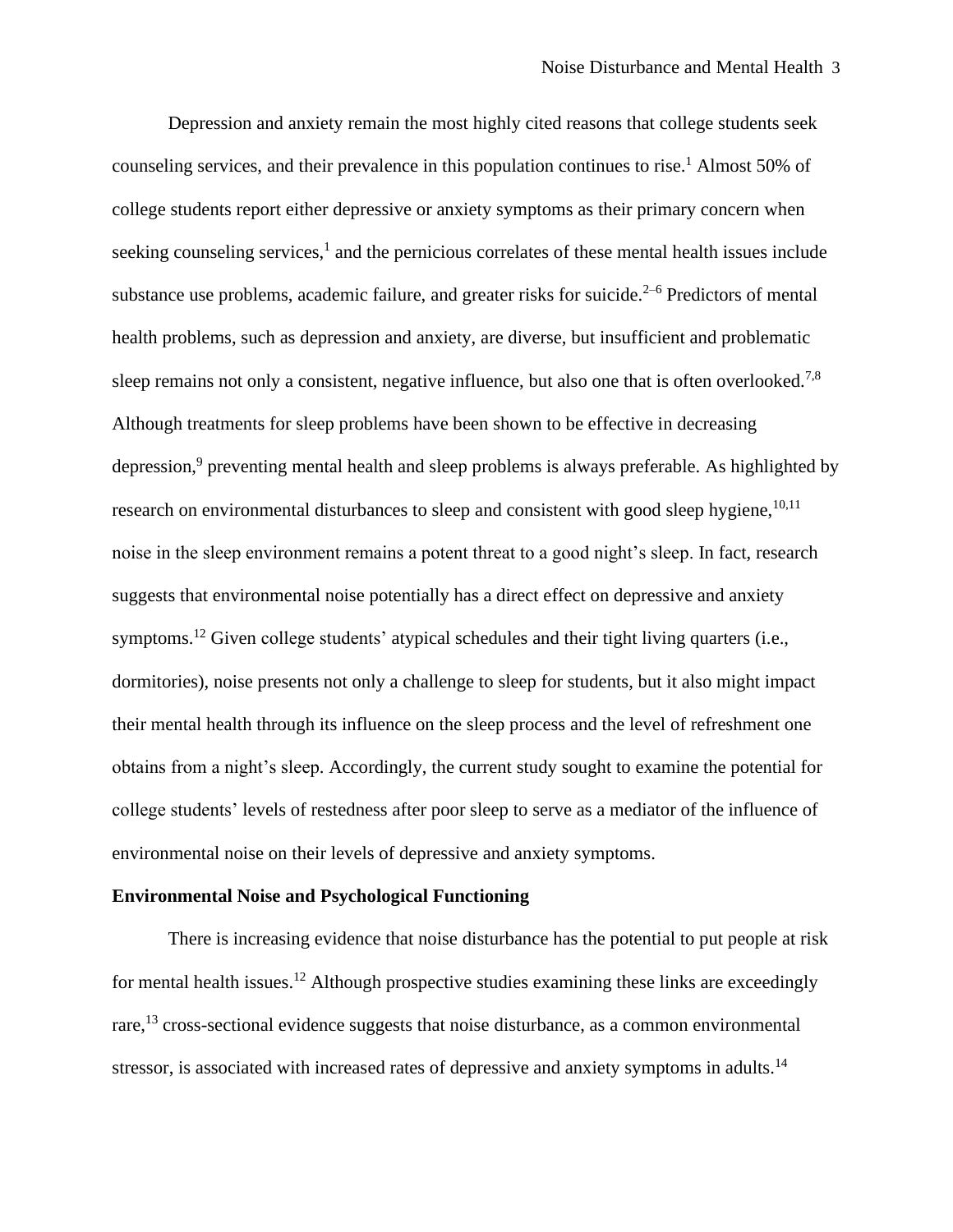Depression and anxiety remain the most highly cited reasons that college students seek counseling services, and their prevalence in this population continues to rise.[1] Almost 50% of college students report either depressive or anxiety symptoms as their primary concern when seeking counseling services,[1] and the pernicious correlates of these mental health issues include substance use problems, academic failure, and greater risks for suicide.[2–6] Predictors of mental health problems, such as depression and anxiety, are diverse, but insufficient and problematic sleep remains not only a consistent, negative influence, but also one that is often overlooked.[7,8] Although treatments for sleep problems have been shown to be effective in decreasing depression,[9] preventing mental health and sleep problems is always preferable. As highlighted by research on environmental disturbances to sleep and consistent with good sleep hygiene,[10,11] noise in the sleep environment remains a potent threat to a good night's sleep. In fact, research suggests that environmental noise potentially has a direct effect on depressive and anxiety symptoms.[12] Given college students' atypical schedules and their tight living quarters (i.e., dormitories), noise presents not only a challenge to sleep for students, but it also might impact their mental health through its influence on the sleep process and the level of refreshment one obtains from a night's sleep. Accordingly, the current study sought to examine the potential for college students' levels of restedness after poor sleep to serve as a mediator of the influence of environmental noise on their levels of depressive and anxiety symptoms.

**Environmental Noise and Psychological Functioning**

There is increasing evidence that noise disturbance has the potential to put people at risk for mental health issues.[12] Although prospective studies examining these links are exceedingly rare,[13] cross-sectional evidence suggests that noise disturbance, as a common environmental stressor, is associated with increased rates of depressive and anxiety symptoms in adults.[14]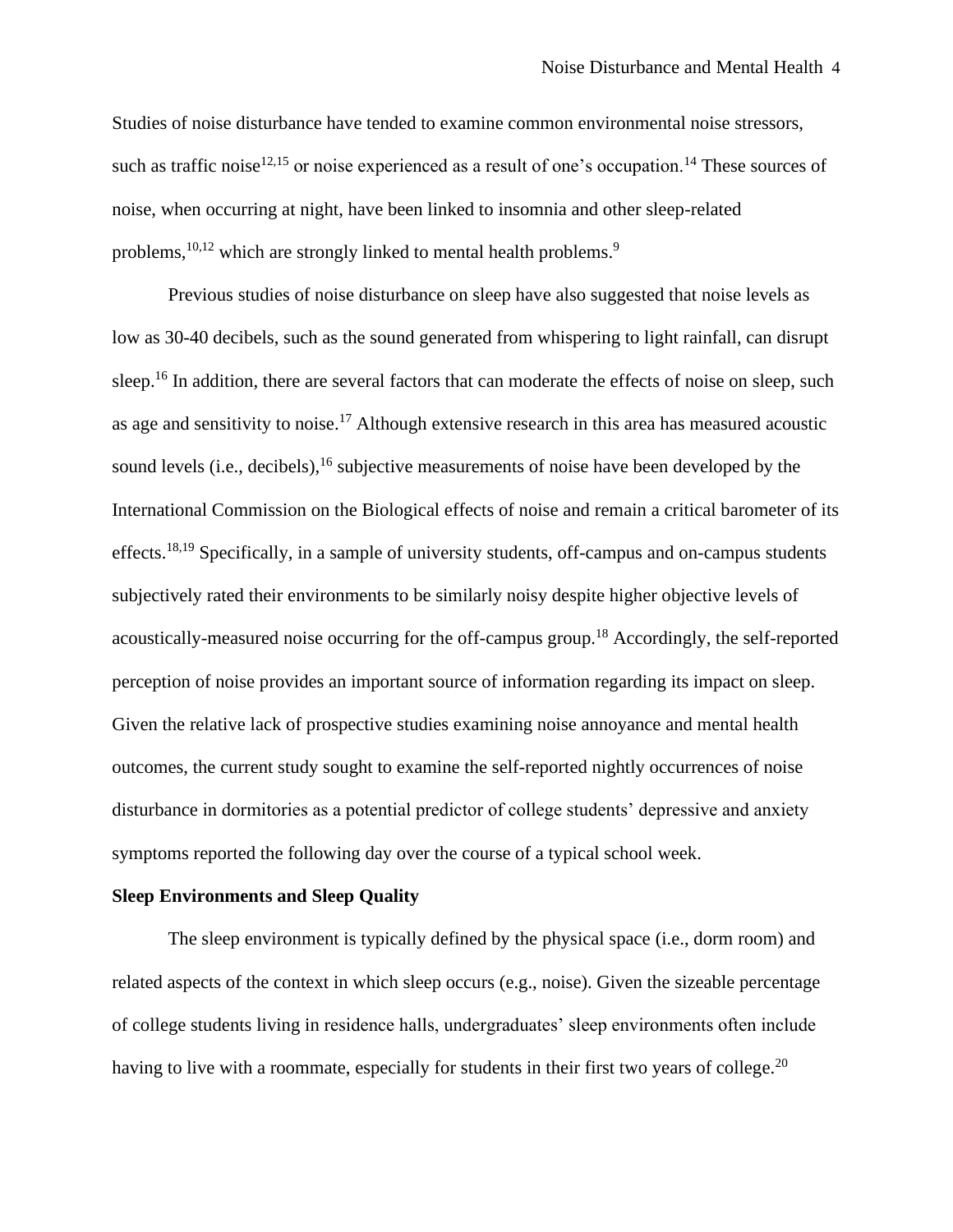Studies of noise disturbance have tended to examine common environmental noise stressors, such as traffic noise[12,15] or noise experienced as a result of one's occupation.[14] These sources of noise, when occurring at night, have been linked to insomnia and other sleep-related problems,[10,12] which are strongly linked to mental health problems.[9]

Previous studies of noise disturbance on sleep have also suggested that noise levels as low as 30-40 decibels, such as the sound generated from whispering to light rainfall, can disrupt sleep.[16] In addition, there are several factors that can moderate the effects of noise on sleep, such as age and sensitivity to noise.[17] Although extensive research in this area has measured acoustic sound levels (i.e., decibels),[16] subjective measurements of noise have been developed by the International Commission on the Biological effects of noise and remain a critical barometer of its effects.[18,19] Specifically, in a sample of university students, off-campus and on-campus students subjectively rated their environments to be similarly noisy despite higher objective levels of acoustically-measured noise occurring for the off-campus group.[18] Accordingly, the self-reported perception of noise provides an important source of information regarding its impact on sleep. Given the relative lack of prospective studies examining noise annoyance and mental health outcomes, the current study sought to examine the self-reported nightly occurrences of noise disturbance in dormitories as a potential predictor of college students' depressive and anxiety symptoms reported the following day over the course of a typical school week.

**Sleep Environments and Sleep Quality**

The sleep environment is typically defined by the physical space (i.e., dorm room) and related aspects of the context in which sleep occurs (e.g., noise). Given the sizeable percentage of college students living in residence halls, undergraduates' sleep environments often include having to live with a roommate, especially for students in their first two years of college.[20]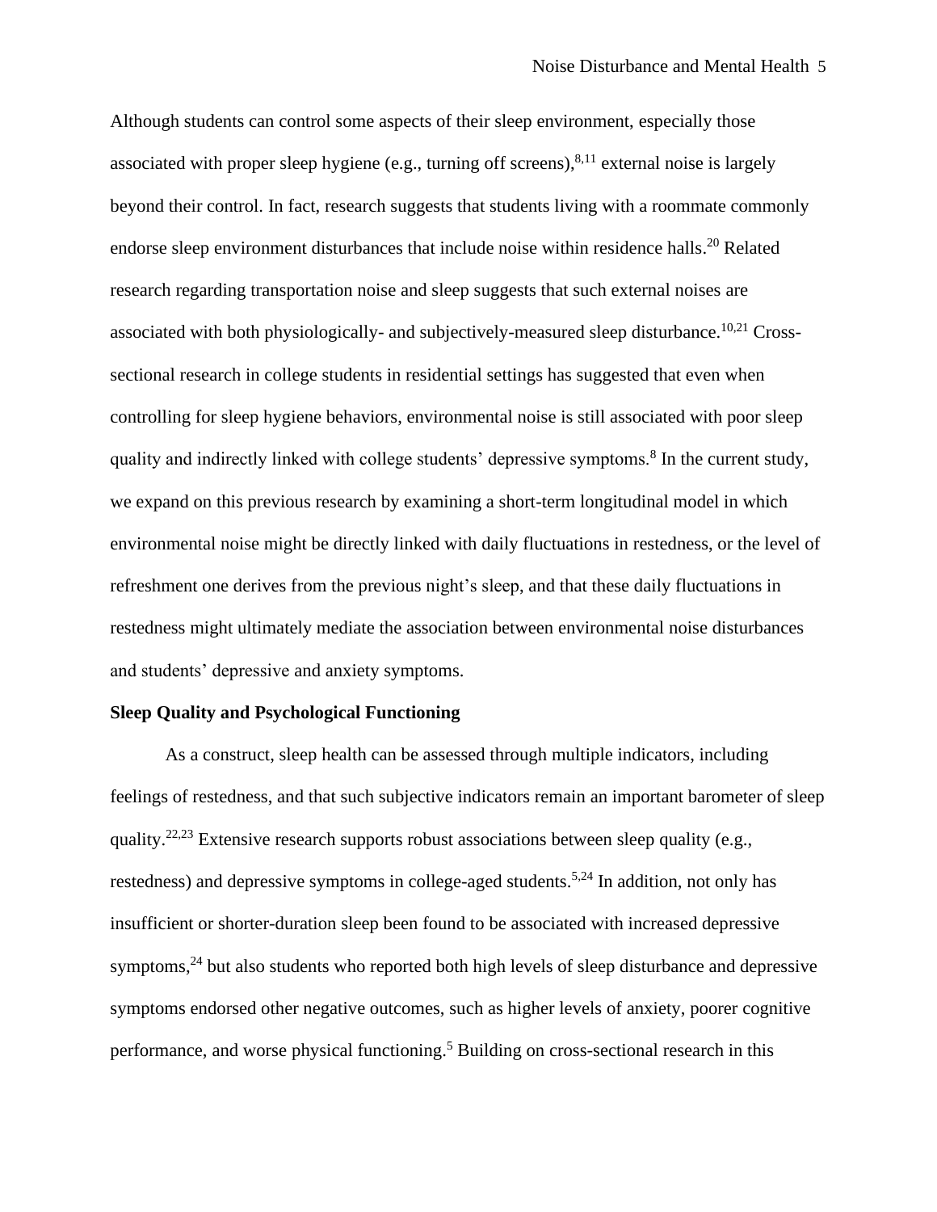Although students can control some aspects of their sleep environment, especially those associated with proper sleep hygiene (e.g., turning off screens),[8,11] external noise is largely beyond their control. In fact, research suggests that students living with a roommate commonly endorse sleep environment disturbances that include noise within residence halls.[20] Related research regarding transportation noise and sleep suggests that such external noises are associated with both physiologically- and subjectively-measured sleep disturbance.[10,21] Cross-sectional research in college students in residential settings has suggested that even when controlling for sleep hygiene behaviors, environmental noise is still associated with poor sleep quality and indirectly linked with college students' depressive symptoms.[8] In the current study, we expand on this previous research by examining a short-term longitudinal model in which environmental noise might be directly linked with daily fluctuations in restedness, or the level of refreshment one derives from the previous night's sleep, and that these daily fluctuations in restedness might ultimately mediate the association between environmental noise disturbances and students' depressive and anxiety symptoms.

**Sleep Quality and Psychological Functioning**

As a construct, sleep health can be assessed through multiple indicators, including feelings of restedness, and that such subjective indicators remain an important barometer of sleep quality.[22,23] Extensive research supports robust associations between sleep quality (e.g., restedness) and depressive symptoms in college-aged students.[5,24] In addition, not only has insufficient or shorter-duration sleep been found to be associated with increased depressive symptoms,[24] but also students who reported both high levels of sleep disturbance and depressive symptoms endorsed other negative outcomes, such as higher levels of anxiety, poorer cognitive performance, and worse physical functioning.[5] Building on cross-sectional research in this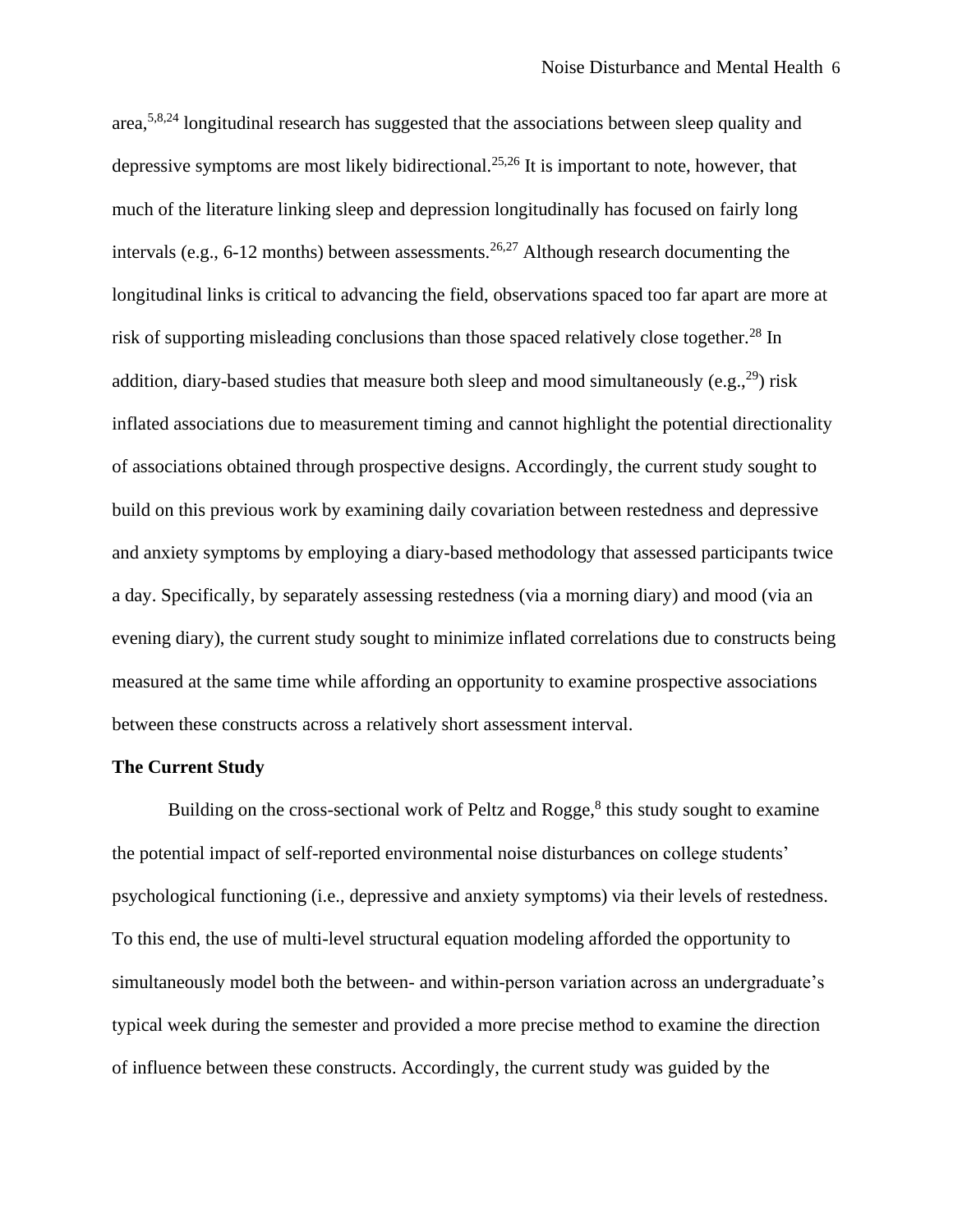area,[5,8,24] longitudinal research has suggested that the associations between sleep quality and depressive symptoms are most likely bidirectional.[25,26] It is important to note, however, that much of the literature linking sleep and depression longitudinally has focused on fairly long intervals (e.g., 6-12 months) between assessments.[26,27] Although research documenting the longitudinal links is critical to advancing the field, observations spaced too far apart are more at risk of supporting misleading conclusions than those spaced relatively close together.[28] In addition, diary-based studies that measure both sleep and mood simultaneously (e.g.,[29]) risk inflated associations due to measurement timing and cannot highlight the potential directionality of associations obtained through prospective designs. Accordingly, the current study sought to build on this previous work by examining daily covariation between restedness and depressive and anxiety symptoms by employing a diary-based methodology that assessed participants twice a day. Specifically, by separately assessing restedness (via a morning diary) and mood (via an evening diary), the current study sought to minimize inflated correlations due to constructs being measured at the same time while affording an opportunity to examine prospective associations between these constructs across a relatively short assessment interval.

**The Current Study**

Building on the cross-sectional work of Peltz and Rogge,[8] this study sought to examine the potential impact of self-reported environmental noise disturbances on college students' psychological functioning (i.e., depressive and anxiety symptoms) via their levels of restedness. To this end, the use of multi-level structural equation modeling afforded the opportunity to simultaneously model both the between- and within-person variation across an undergraduate's typical week during the semester and provided a more precise method to examine the direction of influence between these constructs. Accordingly, the current study was guided by the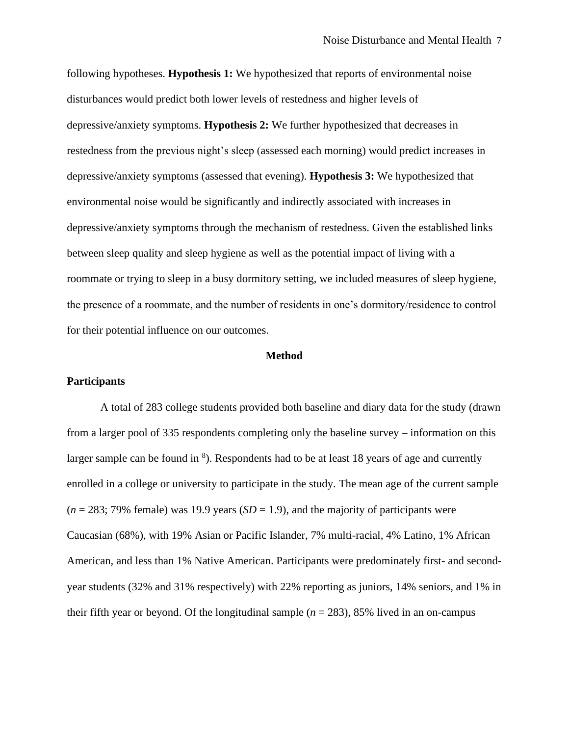following hypotheses. **Hypothesis 1:** We hypothesized that reports of environmental noise disturbances would predict both lower levels of restedness and higher levels of depressive/anxiety symptoms. **Hypothesis 2:** We further hypothesized that decreases in restedness from the previous night's sleep (assessed each morning) would predict increases in depressive/anxiety symptoms (assessed that evening). **Hypothesis 3:** We hypothesized that environmental noise would be significantly and indirectly associated with increases in depressive/anxiety symptoms through the mechanism of restedness. Given the established links between sleep quality and sleep hygiene as well as the potential impact of living with a roommate or trying to sleep in a busy dormitory setting, we included measures of sleep hygiene, the presence of a roommate, and the number of residents in one's dormitory/residence to control for their potential influence on our outcomes.

## Method

### Participants

A total of 283 college students provided both baseline and diary data for the study (drawn from a larger pool of 335 respondents completing only the baseline survey – information on this larger sample can be found in [8]). Respondents had to be at least 18 years of age and currently enrolled in a college or university to participate in the study. The mean age of the current sample (*n* = 283; 79% female) was 19.9 years (*SD* = 1.9), and the majority of participants were Caucasian (68%), with 19% Asian or Pacific Islander, 7% multi-racial, 4% Latino, 1% African American, and less than 1% Native American. Participants were predominately first- and second-year students (32% and 31% respectively) with 22% reporting as juniors, 14% seniors, and 1% in their fifth year or beyond. Of the longitudinal sample (*n* = 283), 85% lived in an on-campus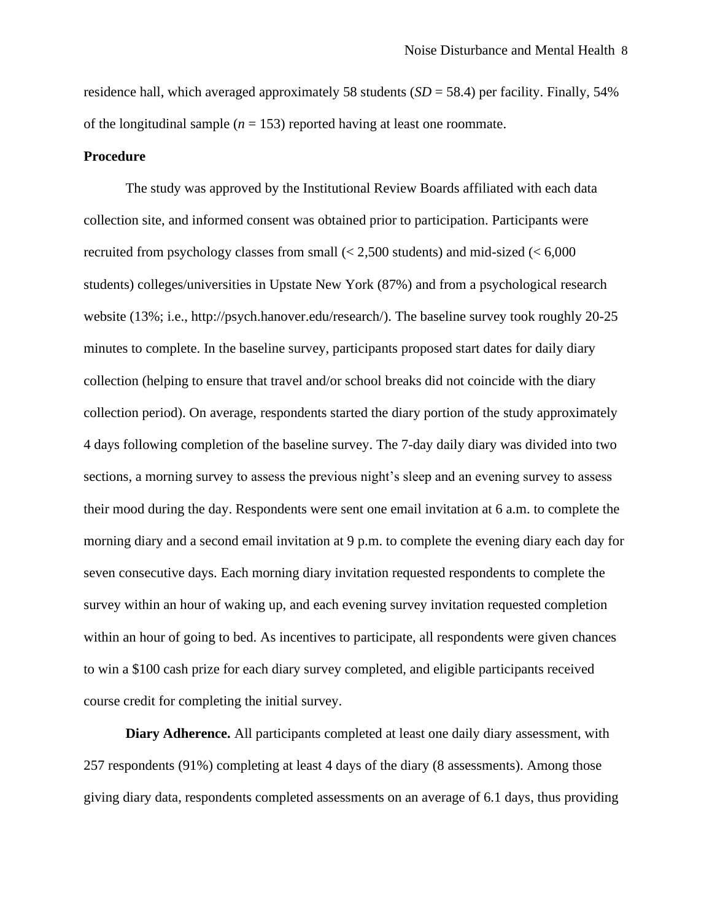residence hall, which averaged approximately 58 students (*SD* = 58.4) per facility. Finally, 54% of the longitudinal sample (*n* = 153) reported having at least one roommate.

**Procedure**

The study was approved by the Institutional Review Boards affiliated with each data collection site, and informed consent was obtained prior to participation. Participants were recruited from psychology classes from small (< 2,500 students) and mid-sized (< 6,000 students) colleges/universities in Upstate New York (87%) and from a psychological research website (13%; i.e., http://psych.hanover.edu/research/). The baseline survey took roughly 20-25 minutes to complete. In the baseline survey, participants proposed start dates for daily diary collection (helping to ensure that travel and/or school breaks did not coincide with the diary collection period). On average, respondents started the diary portion of the study approximately 4 days following completion of the baseline survey. The 7-day daily diary was divided into two sections, a morning survey to assess the previous night's sleep and an evening survey to assess their mood during the day. Respondents were sent one email invitation at 6 a.m. to complete the morning diary and a second email invitation at 9 p.m. to complete the evening diary each day for seven consecutive days. Each morning diary invitation requested respondents to complete the survey within an hour of waking up, and each evening survey invitation requested completion within an hour of going to bed. As incentives to participate, all respondents were given chances to win a $100 cash prize for each diary survey completed, and eligible participants received course credit for completing the initial survey.

**Diary Adherence.** All participants completed at least one daily diary assessment, with 257 respondents (91%) completing at least 4 days of the diary (8 assessments). Among those giving diary data, respondents completed assessments on an average of 6.1 days, thus providing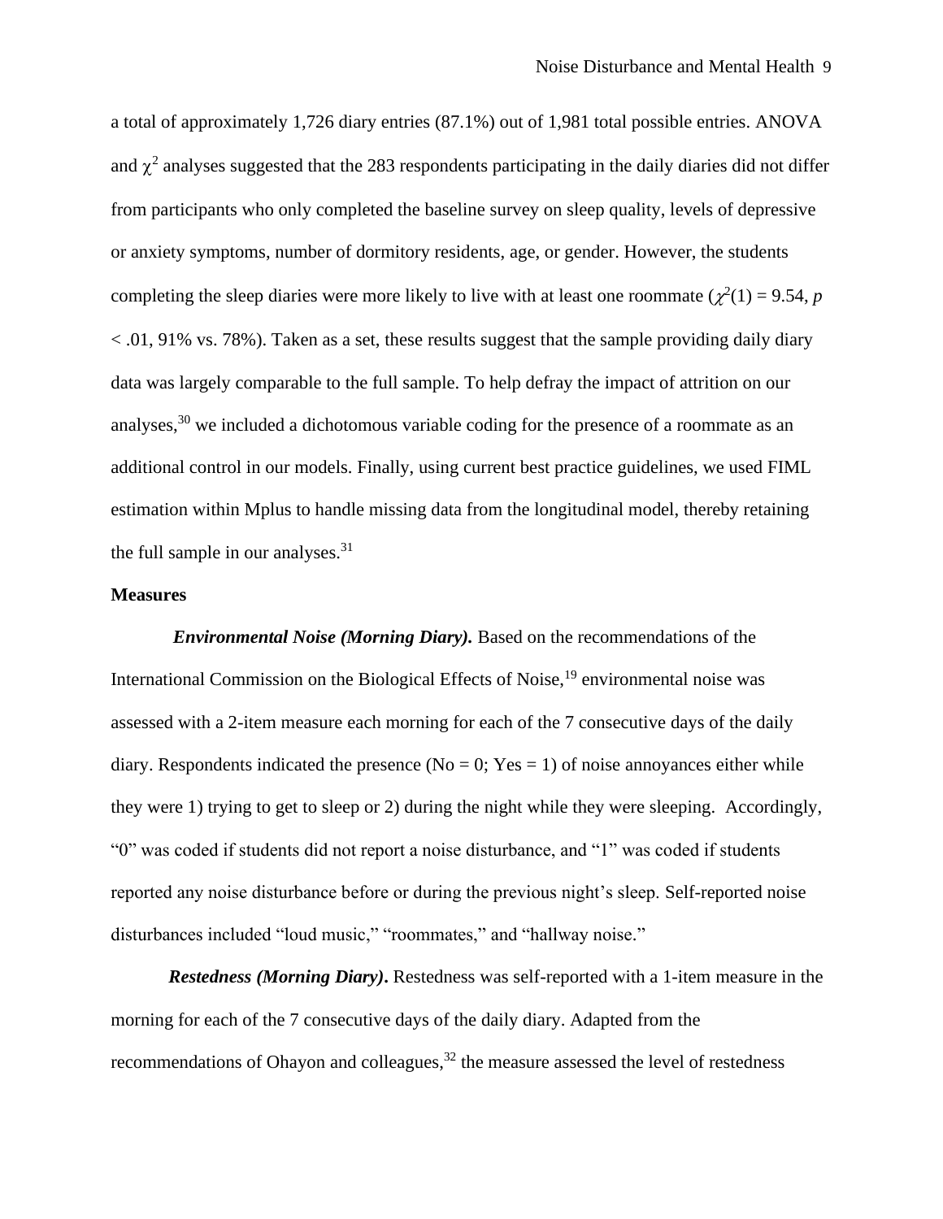a total of approximately 1,726 diary entries (87.1%) out of 1,981 total possible entries. ANOVA and $\chi^2$ analyses suggested that the 283 respondents participating in the daily diaries did not differ from participants who only completed the baseline survey on sleep quality, levels of depressive or anxiety symptoms, number of dormitory residents, age, or gender. However, the students completing the sleep diaries were more likely to live with at least one roommate ($\chi^2(1) = 9.54$, $p < .01$, 91% vs. 78%). Taken as a set, these results suggest that the sample providing daily diary data was largely comparable to the full sample. To help defray the impact of attrition on our analyses,[30] we included a dichotomous variable coding for the presence of a roommate as an additional control in our models. Finally, using current best practice guidelines, we used FIML estimation within Mplus to handle missing data from the longitudinal model, thereby retaining the full sample in our analyses.[31]

**Measures**

***Environmental Noise (Morning Diary).*** Based on the recommendations of the International Commission on the Biological Effects of Noise,[19] environmental noise was assessed with a 2-item measure each morning for each of the 7 consecutive days of the daily diary. Respondents indicated the presence (No = 0; Yes = 1) of noise annoyances either while they were 1) trying to get to sleep or 2) during the night while they were sleeping. Accordingly, "0" was coded if students did not report a noise disturbance, and "1" was coded if students reported any noise disturbance before or during the previous night's sleep. Self-reported noise disturbances included "loud music," "roommates," and "hallway noise."

***Restedness (Morning Diary)*****.** Restedness was self-reported with a 1-item measure in the morning for each of the 7 consecutive days of the daily diary. Adapted from the recommendations of Ohayon and colleagues,[32] the measure assessed the level of restedness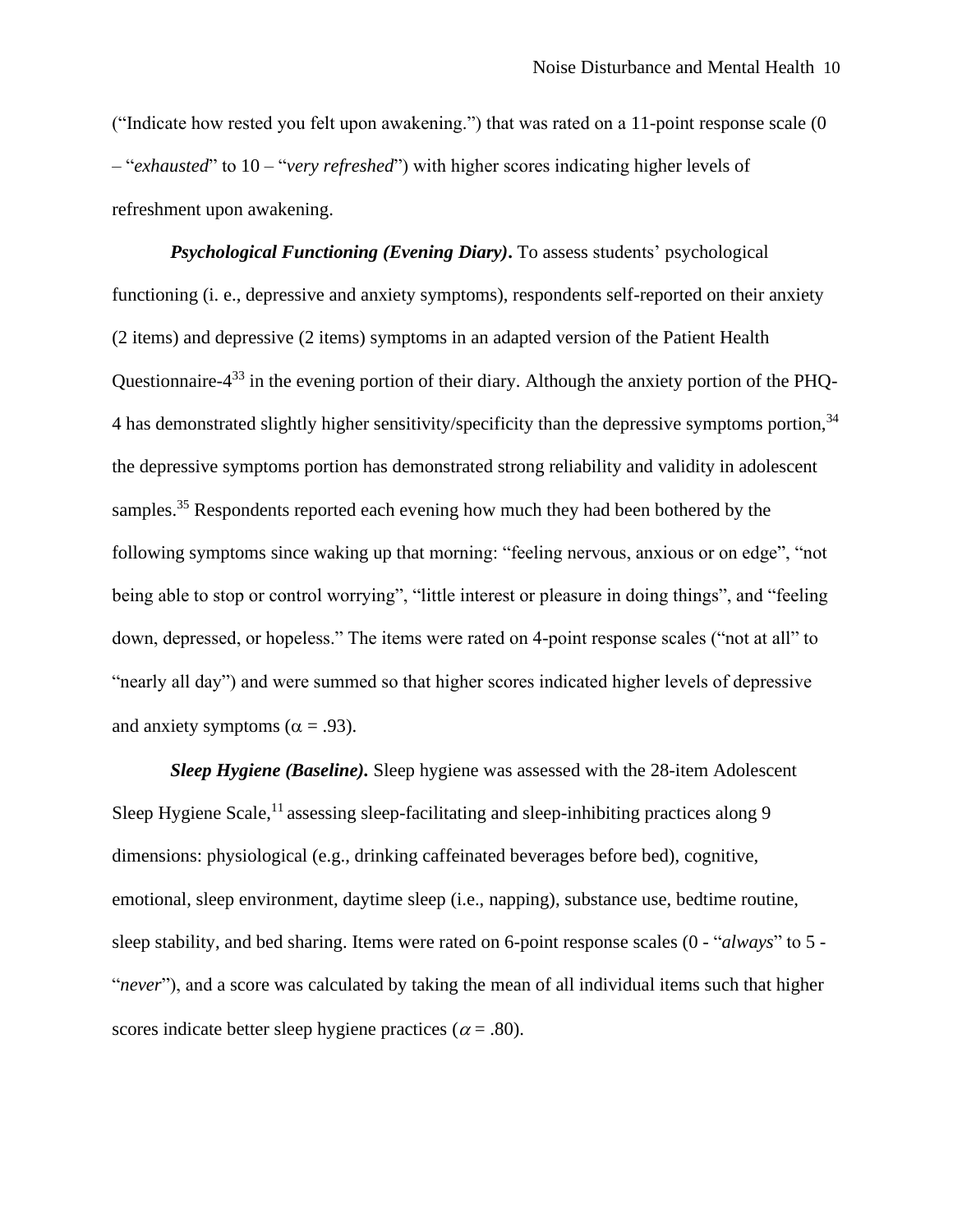("Indicate how rested you felt upon awakening.") that was rated on a 11-point response scale (0 – "*exhausted*" to 10 – "*very refreshed*") with higher scores indicating higher levels of refreshment upon awakening.

***Psychological Functioning (Evening Diary)***. To assess students' psychological functioning (i. e., depressive and anxiety symptoms), respondents self-reported on their anxiety (2 items) and depressive (2 items) symptoms in an adapted version of the Patient Health Questionnaire-4[33] in the evening portion of their diary. Although the anxiety portion of the PHQ-4 has demonstrated slightly higher sensitivity/specificity than the depressive symptoms portion,[34] the depressive symptoms portion has demonstrated strong reliability and validity in adolescent samples.[35] Respondents reported each evening how much they had been bothered by the following symptoms since waking up that morning: "feeling nervous, anxious or on edge", "not being able to stop or control worrying", "little interest or pleasure in doing things", and "feeling down, depressed, or hopeless." The items were rated on 4-point response scales ("not at all" to "nearly all day") and were summed so that higher scores indicated higher levels of depressive and anxiety symptoms ($\alpha$ = .93).

***Sleep Hygiene (Baseline)***. Sleep hygiene was assessed with the 28-item Adolescent Sleep Hygiene Scale,[11] assessing sleep-facilitating and sleep-inhibiting practices along 9 dimensions: physiological (e.g., drinking caffeinated beverages before bed), cognitive, emotional, sleep environment, daytime sleep (i.e., napping), substance use, bedtime routine, sleep stability, and bed sharing. Items were rated on 6-point response scales (0 - "*always*" to 5 - "*never*"), and a score was calculated by taking the mean of all individual items such that higher scores indicate better sleep hygiene practices ($\alpha$ = .80).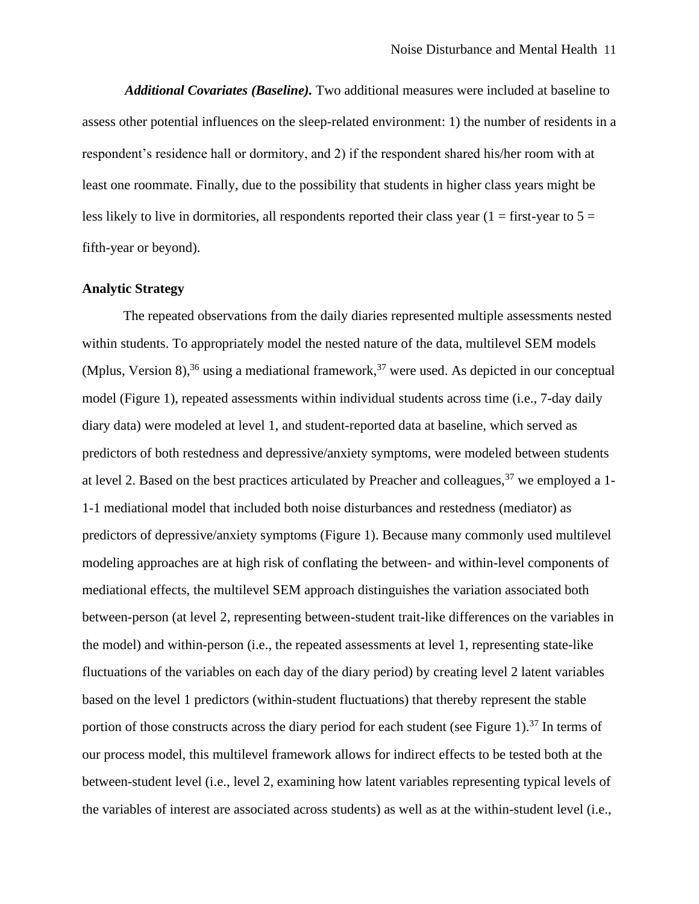***Additional Covariates (Baseline).*** Two additional measures were included at baseline to assess other potential influences on the sleep-related environment: 1) the number of residents in a respondent's residence hall or dormitory, and 2) if the respondent shared his/her room with at least one roommate. Finally, due to the possibility that students in higher class years might be less likely to live in dormitories, all respondents reported their class year (1 = first-year to 5 = fifth-year or beyond).

**Analytic Strategy**

The repeated observations from the daily diaries represented multiple assessments nested within students. To appropriately model the nested nature of the data, multilevel SEM models (Mplus, Version 8),[36] using a mediational framework,[37] were used. As depicted in our conceptual model (Figure 1), repeated assessments within individual students across time (i.e., 7-day daily diary data) were modeled at level 1, and student-reported data at baseline, which served as predictors of both restedness and depressive/anxiety symptoms, were modeled between students at level 2. Based on the best practices articulated by Preacher and colleagues,[37] we employed a 1-1-1 mediational model that included both noise disturbances and restedness (mediator) as predictors of depressive/anxiety symptoms (Figure 1). Because many commonly used multilevel modeling approaches are at high risk of conflating the between- and within-level components of mediational effects, the multilevel SEM approach distinguishes the variation associated both between-person (at level 2, representing between-student trait-like differences on the variables in the model) and within-person (i.e., the repeated assessments at level 1, representing state-like fluctuations of the variables on each day of the diary period) by creating level 2 latent variables based on the level 1 predictors (within-student fluctuations) that thereby represent the stable portion of those constructs across the diary period for each student (see Figure 1).[37] In terms of our process model, this multilevel framework allows for indirect effects to be tested both at the between-student level (i.e., level 2, examining how latent variables representing typical levels of the variables of interest are associated across students) as well as at the within-student level (i.e.,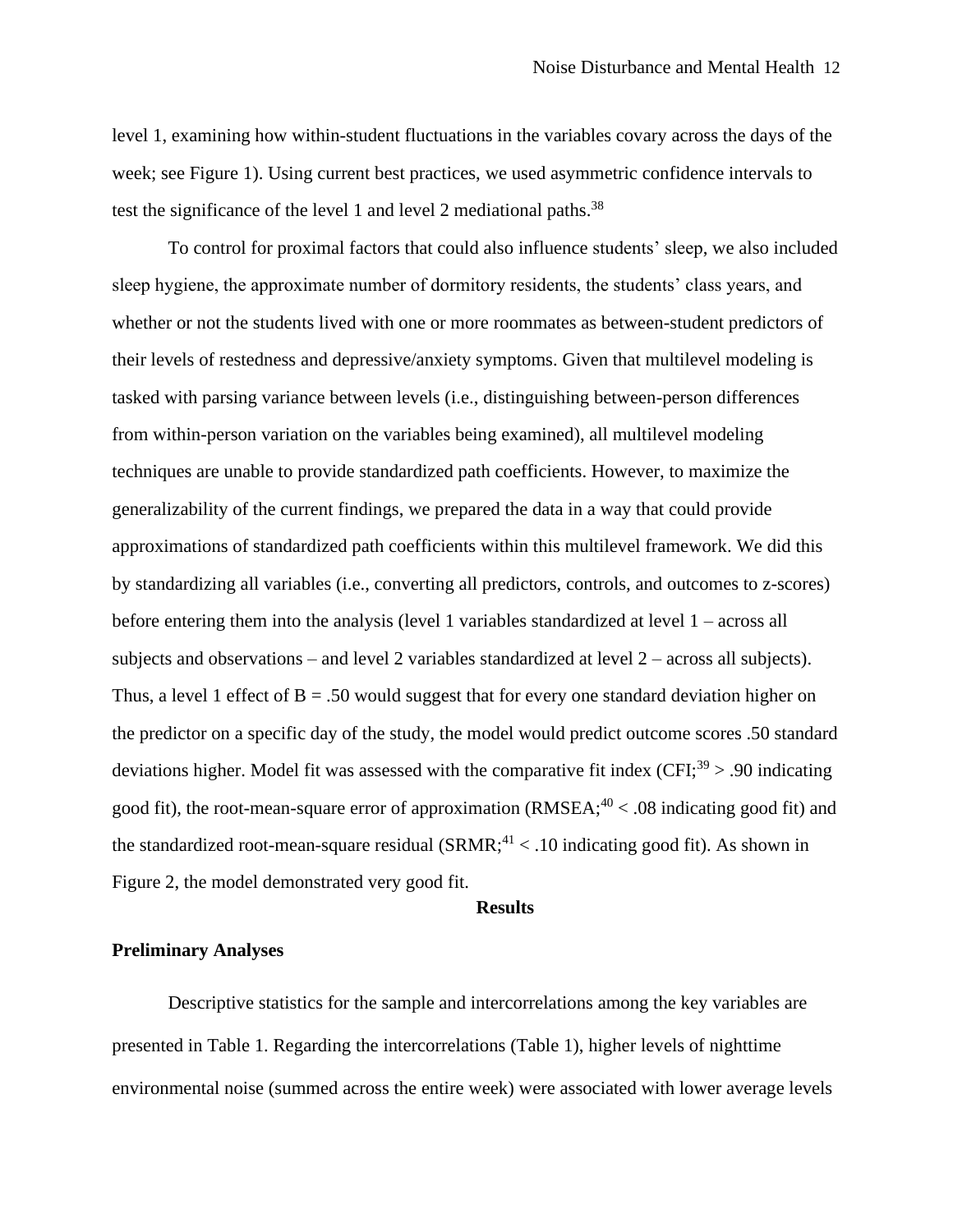level 1, examining how within-student fluctuations in the variables covary across the days of the week; see Figure 1). Using current best practices, we used asymmetric confidence intervals to test the significance of the level 1 and level 2 mediational paths.[38]

To control for proximal factors that could also influence students' sleep, we also included sleep hygiene, the approximate number of dormitory residents, the students' class years, and whether or not the students lived with one or more roommates as between-student predictors of their levels of restedness and depressive/anxiety symptoms. Given that multilevel modeling is tasked with parsing variance between levels (i.e., distinguishing between-person differences from within-person variation on the variables being examined), all multilevel modeling techniques are unable to provide standardized path coefficients. However, to maximize the generalizability of the current findings, we prepared the data in a way that could provide approximations of standardized path coefficients within this multilevel framework. We did this by standardizing all variables (i.e., converting all predictors, controls, and outcomes to z-scores) before entering them into the analysis (level 1 variables standardized at level 1 – across all subjects and observations – and level 2 variables standardized at level 2 – across all subjects). Thus, a level 1 effect of $B = .50$ would suggest that for every one standard deviation higher on the predictor on a specific day of the study, the model would predict outcome scores .50 standard deviations higher. Model fit was assessed with the comparative fit index (CFI;[39] > .90 indicating good fit), the root-mean-square error of approximation (RMSEA;[40] < .08 indicating good fit) and the standardized root-mean-square residual (SRMR;[41] < .10 indicating good fit). As shown in Figure 2, the model demonstrated very good fit.

## Results

### Preliminary Analyses

Descriptive statistics for the sample and intercorrelations among the key variables are presented in Table 1. Regarding the intercorrelations (Table 1), higher levels of nighttime environmental noise (summed across the entire week) were associated with lower average levels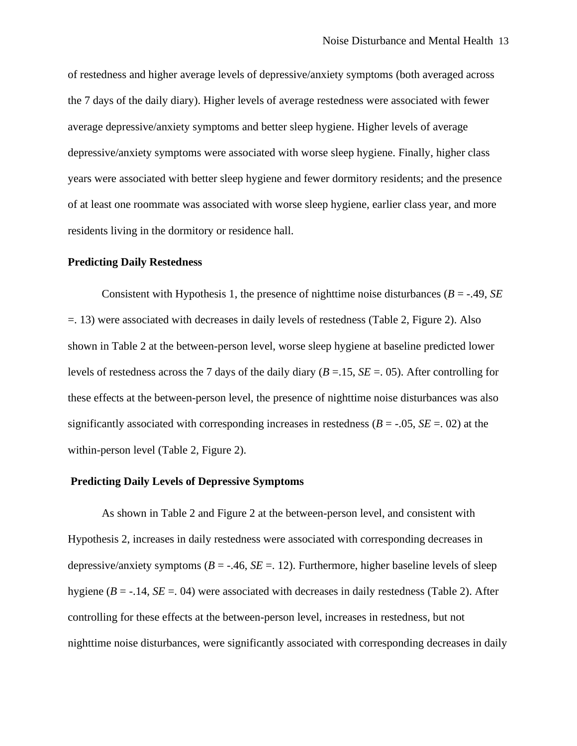of restedness and higher average levels of depressive/anxiety symptoms (both averaged across the 7 days of the daily diary). Higher levels of average restedness were associated with fewer average depressive/anxiety symptoms and better sleep hygiene. Higher levels of average depressive/anxiety symptoms were associated with worse sleep hygiene. Finally, higher class years were associated with better sleep hygiene and fewer dormitory residents; and the presence of at least one roommate was associated with worse sleep hygiene, earlier class year, and more residents living in the dormitory or residence hall.

**Predicting Daily Restedness**

Consistent with Hypothesis 1, the presence of nighttime noise disturbances (*B* = -.49, *SE* =. 13) were associated with decreases in daily levels of restedness (Table 2, Figure 2). Also shown in Table 2 at the between-person level, worse sleep hygiene at baseline predicted lower levels of restedness across the 7 days of the daily diary (*B* =.15, *SE* =. 05). After controlling for these effects at the between-person level, the presence of nighttime noise disturbances was also significantly associated with corresponding increases in restedness (*B* = -.05, *SE* =. 02) at the within-person level (Table 2, Figure 2).

**Predicting Daily Levels of Depressive Symptoms**

As shown in Table 2 and Figure 2 at the between-person level, and consistent with Hypothesis 2, increases in daily restedness were associated with corresponding decreases in depressive/anxiety symptoms (*B* = -.46, *SE* =. 12). Furthermore, higher baseline levels of sleep hygiene (*B* = -.14, *SE* =. 04) were associated with decreases in daily restedness (Table 2). After controlling for these effects at the between-person level, increases in restedness, but not nighttime noise disturbances, were significantly associated with corresponding decreases in daily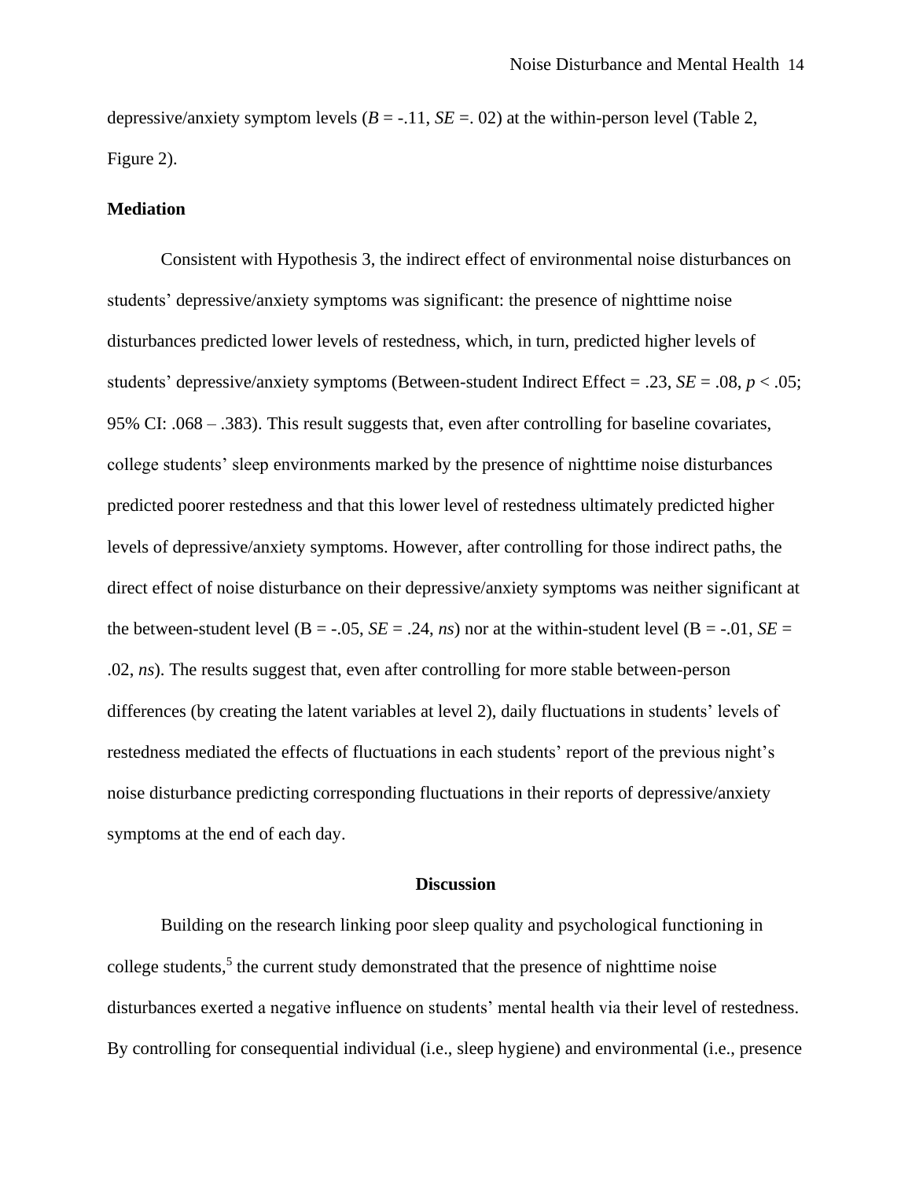depressive/anxiety symptom levels (*B* = -.11, *SE* =. 02) at the within-person level (Table 2, Figure 2).

**Mediation**

Consistent with Hypothesis 3, the indirect effect of environmental noise disturbances on students' depressive/anxiety symptoms was significant: the presence of nighttime noise disturbances predicted lower levels of restedness, which, in turn, predicted higher levels of students' depressive/anxiety symptoms (Between-student Indirect Effect = .23, *SE* = .08, $p < .05$; 95% CI: .068 – .383). This result suggests that, even after controlling for baseline covariates, college students' sleep environments marked by the presence of nighttime noise disturbances predicted poorer restedness and that this lower level of restedness ultimately predicted higher levels of depressive/anxiety symptoms. However, after controlling for those indirect paths, the direct effect of noise disturbance on their depressive/anxiety symptoms was neither significant at the between-student level (B = -.05, *SE* = .24, *ns*) nor at the within-student level (B = -.01, *SE* = .02, *ns*). The results suggest that, even after controlling for more stable between-person differences (by creating the latent variables at level 2), daily fluctuations in students' levels of restedness mediated the effects of fluctuations in each students' report of the previous night's noise disturbance predicting corresponding fluctuations in their reports of depressive/anxiety symptoms at the end of each day.

## Discussion

Building on the research linking poor sleep quality and psychological functioning in college students,[5] the current study demonstrated that the presence of nighttime noise disturbances exerted a negative influence on students' mental health via their level of restedness. By controlling for consequential individual (i.e., sleep hygiene) and environmental (i.e., presence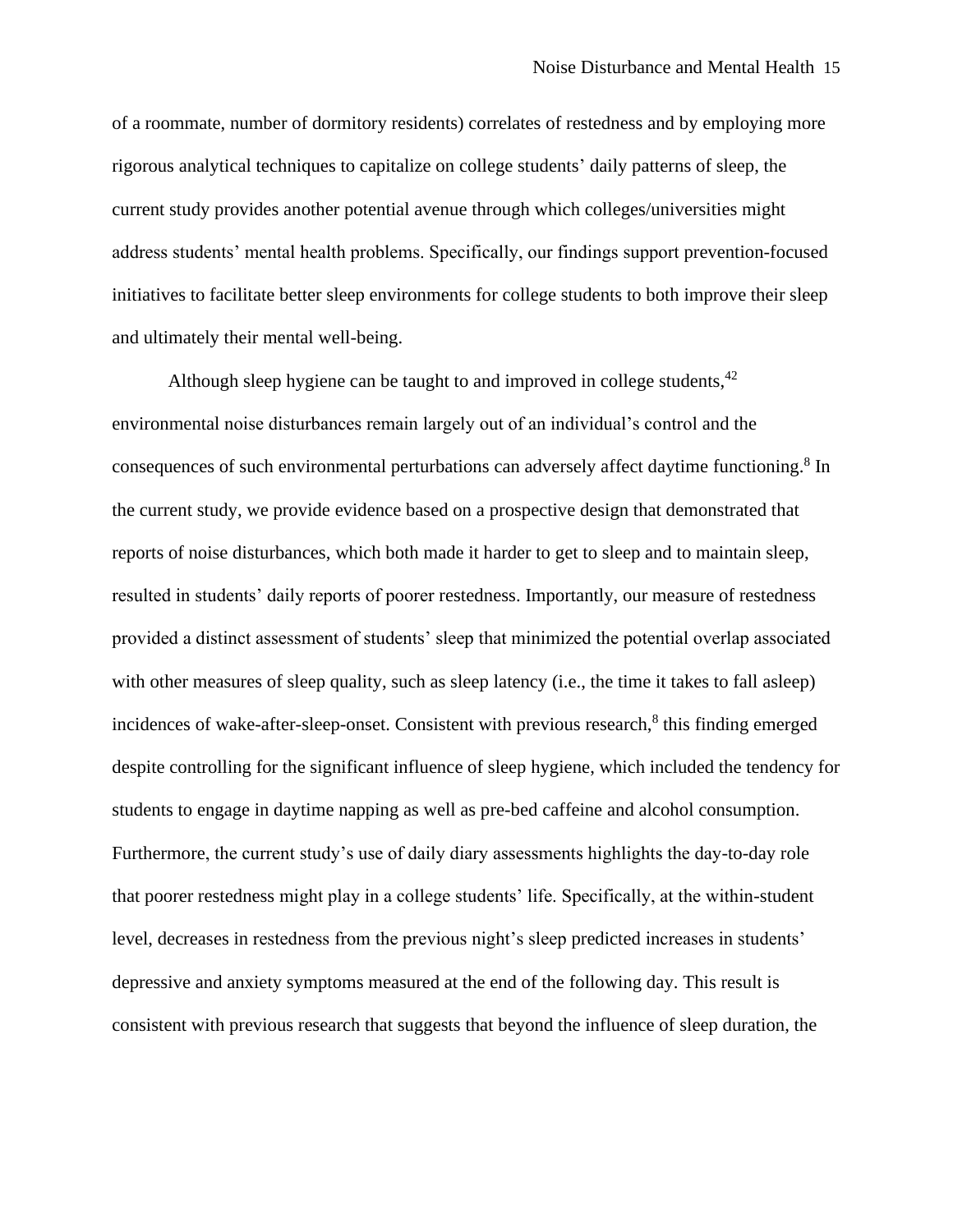of a roommate, number of dormitory residents) correlates of restedness and by employing more rigorous analytical techniques to capitalize on college students' daily patterns of sleep, the current study provides another potential avenue through which colleges/universities might address students' mental health problems. Specifically, our findings support prevention-focused initiatives to facilitate better sleep environments for college students to both improve their sleep and ultimately their mental well-being.

Although sleep hygiene can be taught to and improved in college students,[42] environmental noise disturbances remain largely out of an individual's control and the consequences of such environmental perturbations can adversely affect daytime functioning.[8] In the current study, we provide evidence based on a prospective design that demonstrated that reports of noise disturbances, which both made it harder to get to sleep and to maintain sleep, resulted in students' daily reports of poorer restedness. Importantly, our measure of restedness provided a distinct assessment of students' sleep that minimized the potential overlap associated with other measures of sleep quality, such as sleep latency (i.e., the time it takes to fall asleep) incidences of wake-after-sleep-onset. Consistent with previous research,[8] this finding emerged despite controlling for the significant influence of sleep hygiene, which included the tendency for students to engage in daytime napping as well as pre-bed caffeine and alcohol consumption. Furthermore, the current study's use of daily diary assessments highlights the day-to-day role that poorer restedness might play in a college students' life. Specifically, at the within-student level, decreases in restedness from the previous night's sleep predicted increases in students' depressive and anxiety symptoms measured at the end of the following day. This result is consistent with previous research that suggests that beyond the influence of sleep duration, the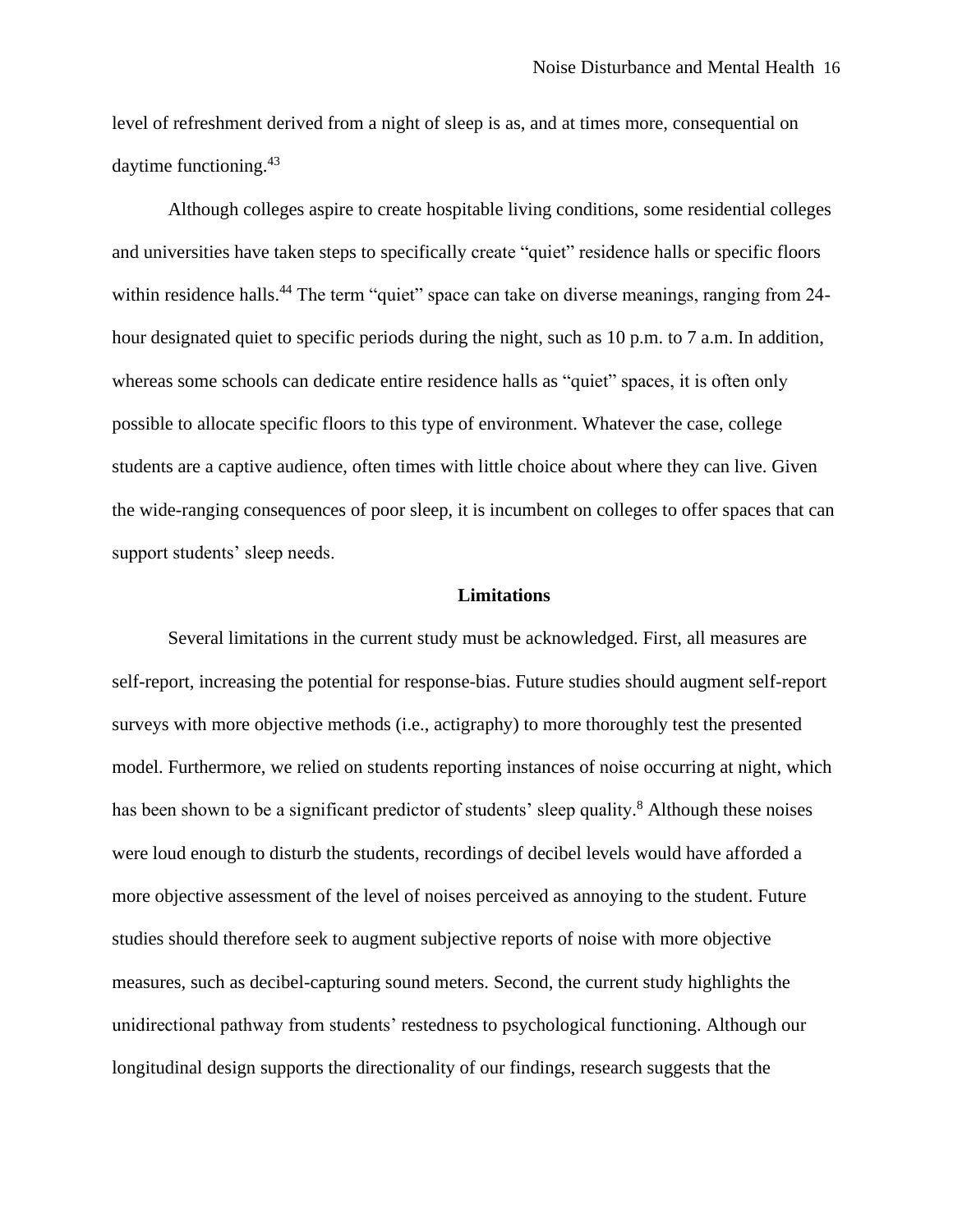level of refreshment derived from a night of sleep is as, and at times more, consequential on daytime functioning.[43]

Although colleges aspire to create hospitable living conditions, some residential colleges and universities have taken steps to specifically create "quiet" residence halls or specific floors within residence halls.[44] The term "quiet" space can take on diverse meanings, ranging from 24-hour designated quiet to specific periods during the night, such as 10 p.m. to 7 a.m. In addition, whereas some schools can dedicate entire residence halls as "quiet" spaces, it is often only possible to allocate specific floors to this type of environment. Whatever the case, college students are a captive audience, often times with little choice about where they can live. Given the wide-ranging consequences of poor sleep, it is incumbent on colleges to offer spaces that can support students' sleep needs.

## Limitations

Several limitations in the current study must be acknowledged. First, all measures are self-report, increasing the potential for response-bias. Future studies should augment self-report surveys with more objective methods (i.e., actigraphy) to more thoroughly test the presented model. Furthermore, we relied on students reporting instances of noise occurring at night, which has been shown to be a significant predictor of students' sleep quality.[8] Although these noises were loud enough to disturb the students, recordings of decibel levels would have afforded a more objective assessment of the level of noises perceived as annoying to the student. Future studies should therefore seek to augment subjective reports of noise with more objective measures, such as decibel-capturing sound meters. Second, the current study highlights the unidirectional pathway from students' restedness to psychological functioning. Although our longitudinal design supports the directionality of our findings, research suggests that the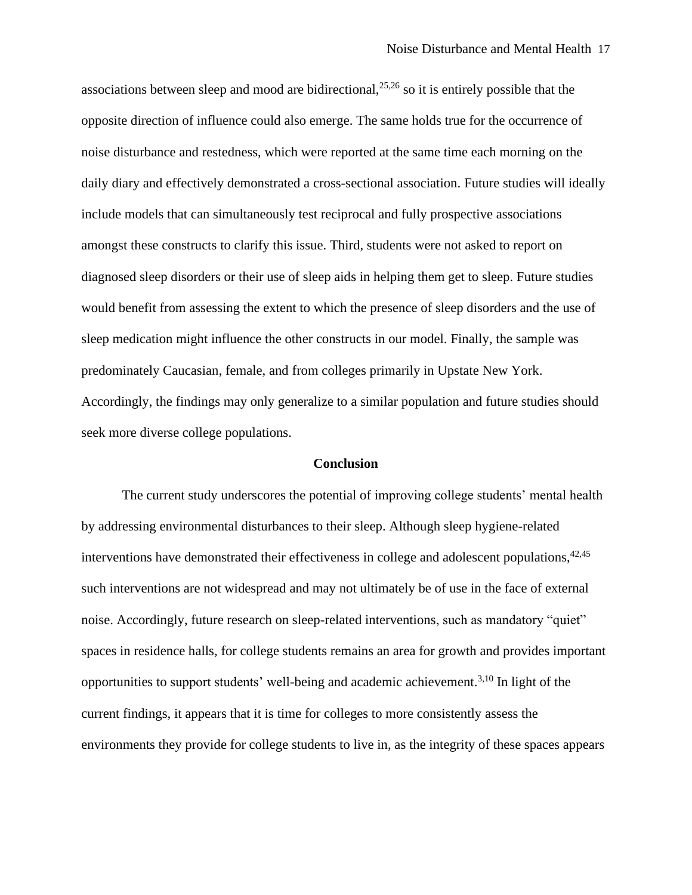associations between sleep and mood are bidirectional,[25,26] so it is entirely possible that the opposite direction of influence could also emerge. The same holds true for the occurrence of noise disturbance and restedness, which were reported at the same time each morning on the daily diary and effectively demonstrated a cross-sectional association. Future studies will ideally include models that can simultaneously test reciprocal and fully prospective associations amongst these constructs to clarify this issue. Third, students were not asked to report on diagnosed sleep disorders or their use of sleep aids in helping them get to sleep. Future studies would benefit from assessing the extent to which the presence of sleep disorders and the use of sleep medication might influence the other constructs in our model. Finally, the sample was predominately Caucasian, female, and from colleges primarily in Upstate New York. Accordingly, the findings may only generalize to a similar population and future studies should seek more diverse college populations.

## Conclusion

The current study underscores the potential of improving college students' mental health by addressing environmental disturbances to their sleep. Although sleep hygiene-related interventions have demonstrated their effectiveness in college and adolescent populations,[42,45] such interventions are not widespread and may not ultimately be of use in the face of external noise. Accordingly, future research on sleep-related interventions, such as mandatory "quiet" spaces in residence halls, for college students remains an area for growth and provides important opportunities to support students' well-being and academic achievement.[3,10] In light of the current findings, it appears that it is time for colleges to more consistently assess the environments they provide for college students to live in, as the integrity of these spaces appears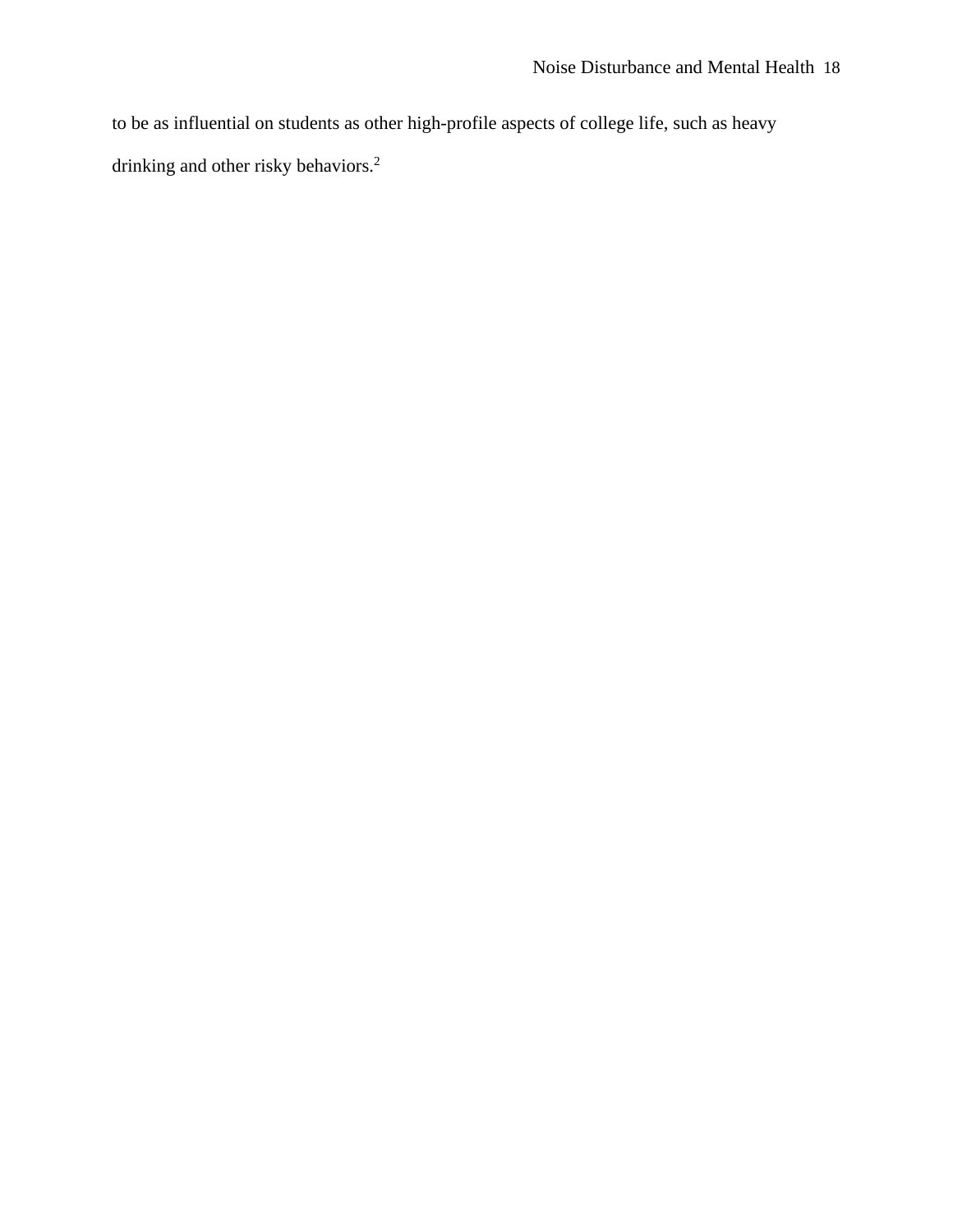to be as influential on students as other high-profile aspects of college life, such as heavy drinking and other risky behaviors.[2]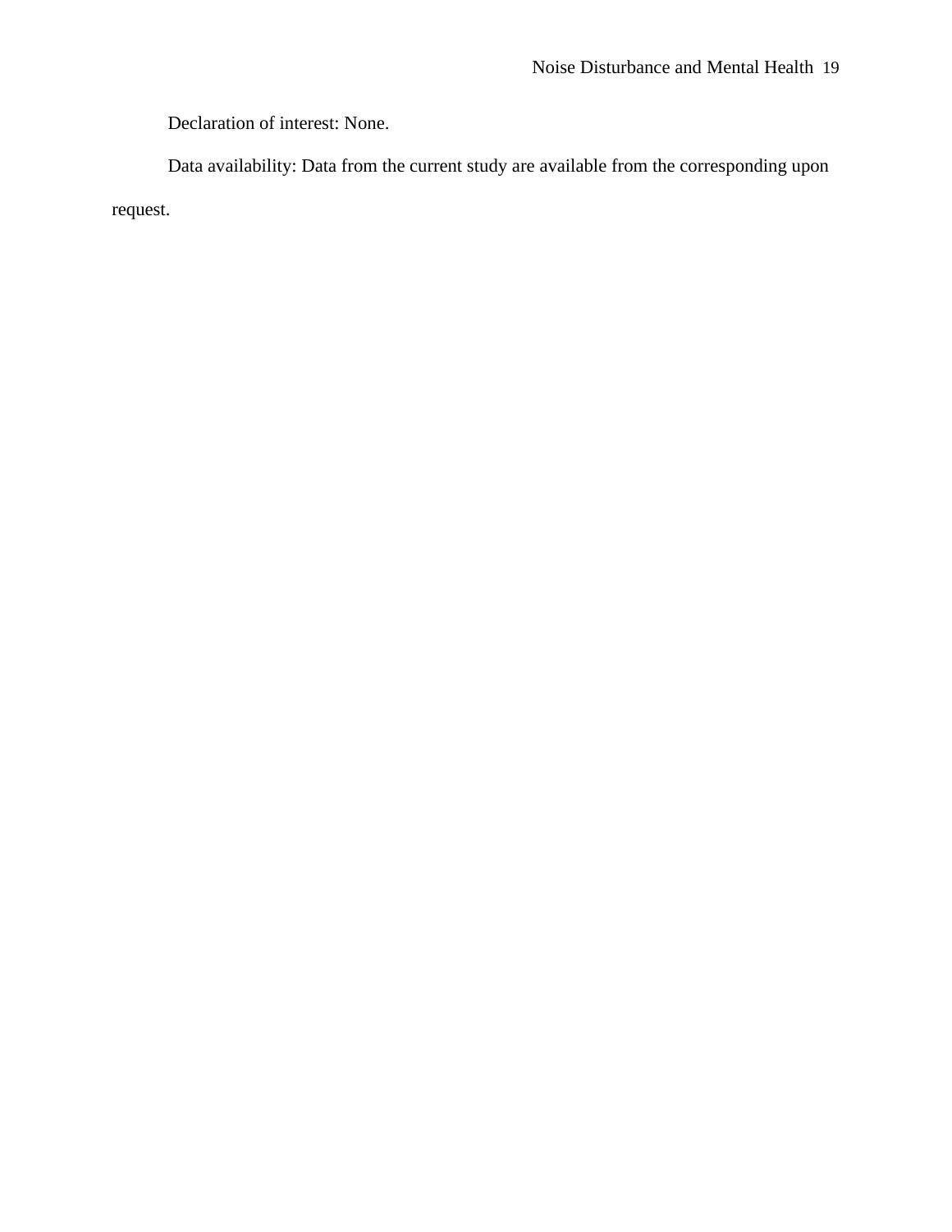Declaration of interest: None.

Data availability: Data from the current study are available from the corresponding upon request.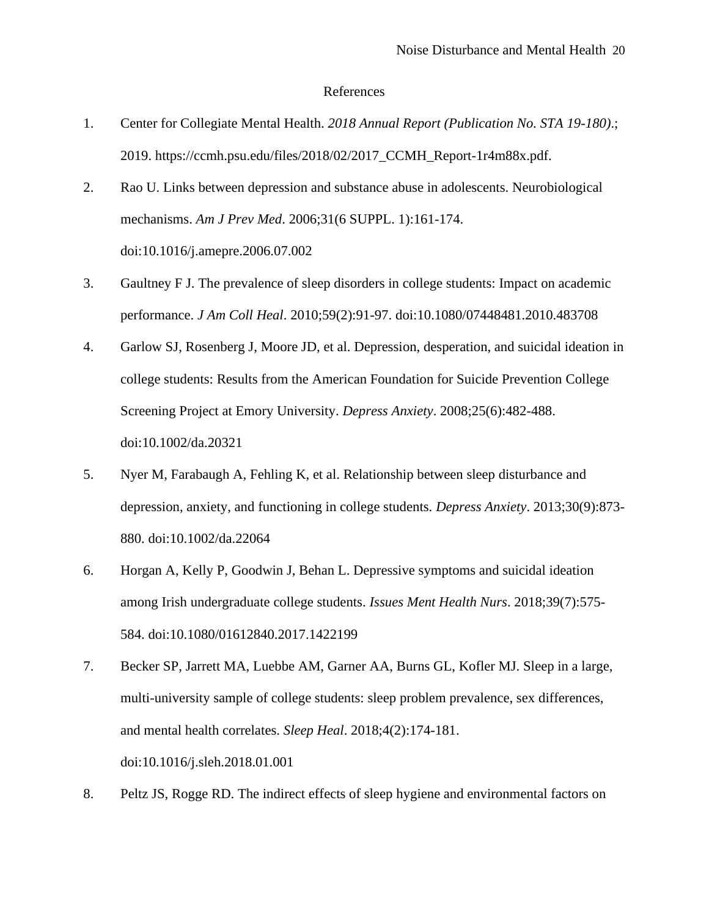# References

1. Center for Collegiate Mental Health. *2018 Annual Report (Publication No. STA 19-180)*.; 2019. https://ccmh.psu.edu/files/2018/02/2017_CCMH_Report-1r4m88x.pdf.
2. Rao U. Links between depression and substance abuse in adolescents. Neurobiological mechanisms. *Am J Prev Med*. 2006;31(6 SUPPL. 1):161-174. doi:10.1016/j.amepre.2006.07.002
3. Gaultney F J. The prevalence of sleep disorders in college students: Impact on academic performance. *J Am Coll Heal*. 2010;59(2):91-97. doi:10.1080/07448481.2010.483708
4. Garlow SJ, Rosenberg J, Moore JD, et al. Depression, desperation, and suicidal ideation in college students: Results from the American Foundation for Suicide Prevention College Screening Project at Emory University. *Depress Anxiety*. 2008;25(6):482-488. doi:10.1002/da.20321
5. Nyer M, Farabaugh A, Fehling K, et al. Relationship between sleep disturbance and depression, anxiety, and functioning in college students. *Depress Anxiety*. 2013;30(9):873-880. doi:10.1002/da.22064
6. Horgan A, Kelly P, Goodwin J, Behan L. Depressive symptoms and suicidal ideation among Irish undergraduate college students. *Issues Ment Health Nurs*. 2018;39(7):575-584. doi:10.1080/01612840.2017.1422199
7. Becker SP, Jarrett MA, Luebbe AM, Garner AA, Burns GL, Kofler MJ. Sleep in a large, multi-university sample of college students: sleep problem prevalence, sex differences, and mental health correlates. *Sleep Heal*. 2018;4(2):174-181. doi:10.1016/j.sleh.2018.01.001
8. Peltz JS, Rogge RD. The indirect effects of sleep hygiene and environmental factors on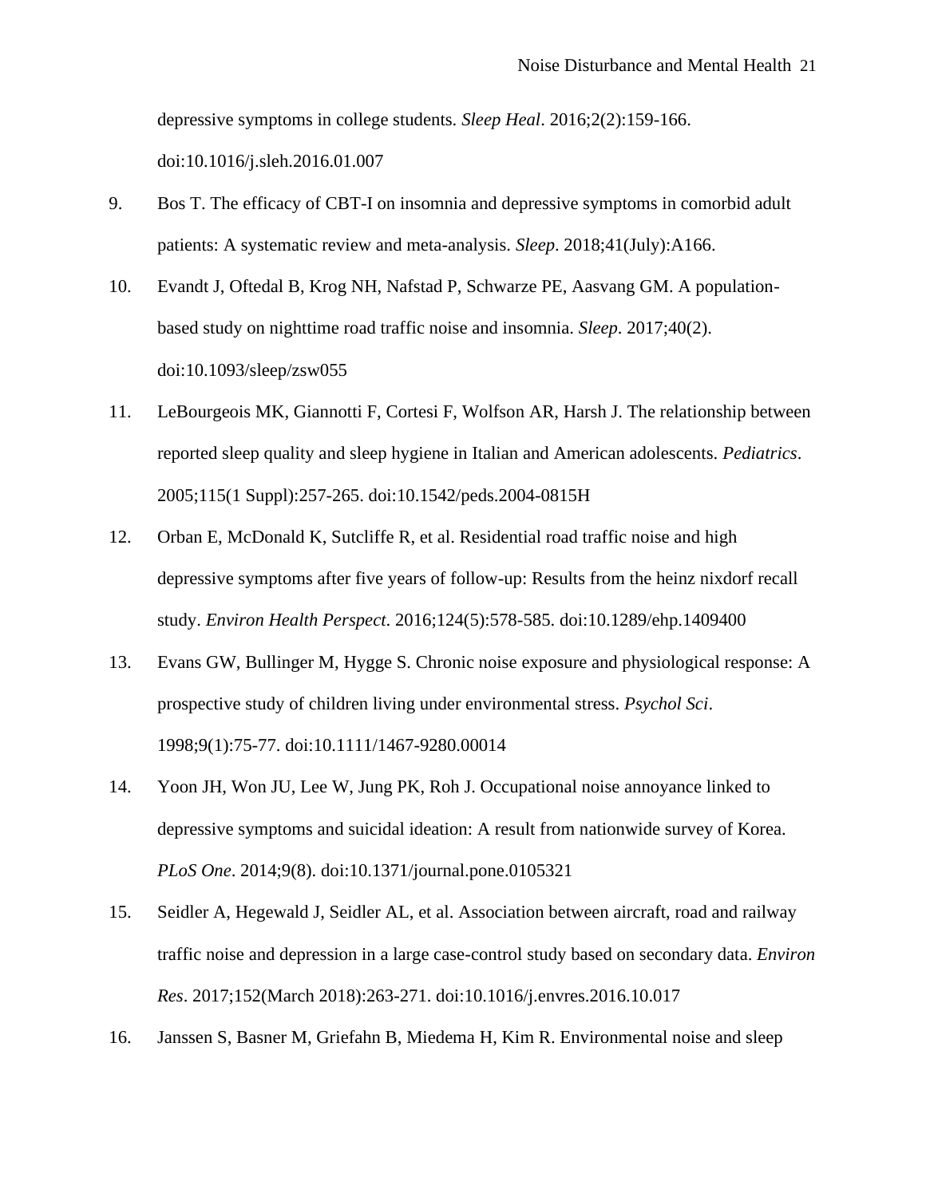depressive symptoms in college students. *Sleep Heal*. 2016;2(2):159-166. doi:10.1016/j.sleh.2016.01.007

9. Bos T. The efficacy of CBT-I on insomnia and depressive symptoms in comorbid adult patients: A systematic review and meta-analysis. *Sleep*. 2018;41(July):A166.
10. Evandt J, Oftedal B, Krog NH, Nafstad P, Schwarze PE, Aasvang GM. A population-based study on nighttime road traffic noise and insomnia. *Sleep*. 2017;40(2). doi:10.1093/sleep/zsw055
11. LeBourgeois MK, Giannotti F, Cortesi F, Wolfson AR, Harsh J. The relationship between reported sleep quality and sleep hygiene in Italian and American adolescents. *Pediatrics*. 2005;115(1 Suppl):257-265. doi:10.1542/peds.2004-0815H
12. Orban E, McDonald K, Sutcliffe R, et al. Residential road traffic noise and high depressive symptoms after five years of follow-up: Results from the heinz nixdorf recall study. *Environ Health Perspect*. 2016;124(5):578-585. doi:10.1289/ehp.1409400
13. Evans GW, Bullinger M, Hygge S. Chronic noise exposure and physiological response: A prospective study of children living under environmental stress. *Psychol Sci*. 1998;9(1):75-77. doi:10.1111/1467-9280.00014
14. Yoon JH, Won JU, Lee W, Jung PK, Roh J. Occupational noise annoyance linked to depressive symptoms and suicidal ideation: A result from nationwide survey of Korea. *PLoS One*. 2014;9(8). doi:10.1371/journal.pone.0105321
15. Seidler A, Hegewald J, Seidler AL, et al. Association between aircraft, road and railway traffic noise and depression in a large case-control study based on secondary data. *Environ Res*. 2017;152(March 2018):263-271. doi:10.1016/j.envres.2016.10.017
16. Janssen S, Basner M, Griefahn B, Miedema H, Kim R. Environmental noise and sleep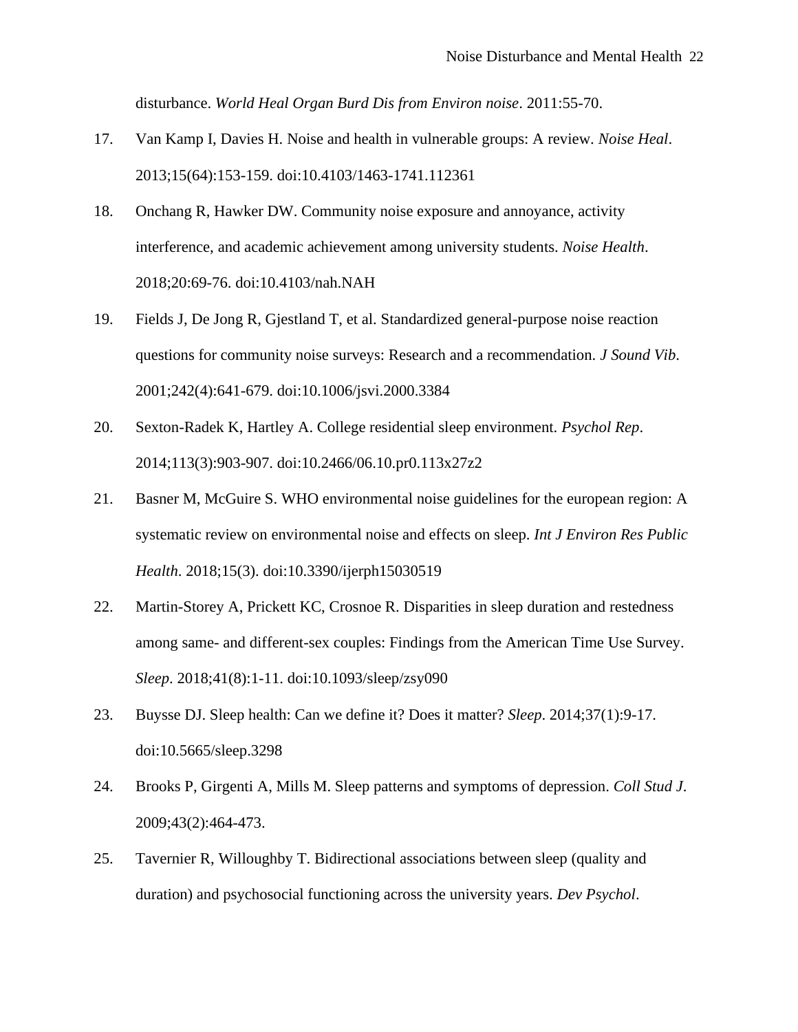disturbance. *World Heal Organ Burd Dis from Environ noise*. 2011:55-70.

17. Van Kamp I, Davies H. Noise and health in vulnerable groups: A review. *Noise Heal*. 2013;15(64):153-159. doi:10.4103/1463-1741.112361

18. Onchang R, Hawker DW. Community noise exposure and annoyance, activity interference, and academic achievement among university students. *Noise Health*. 2018;20:69-76. doi:10.4103/nah.NAH

19. Fields J, De Jong R, Gjestland T, et al. Standardized general-purpose noise reaction questions for community noise surveys: Research and a recommendation. *J Sound Vib*. 2001;242(4):641-679. doi:10.1006/jsvi.2000.3384

20. Sexton-Radek K, Hartley A. College residential sleep environment. *Psychol Rep*. 2014;113(3):903-907. doi:10.2466/06.10.pr0.113x27z2

21. Basner M, McGuire S. WHO environmental noise guidelines for the european region: A systematic review on environmental noise and effects on sleep. *Int J Environ Res Public Health*. 2018;15(3). doi:10.3390/ijerph15030519

22. Martin-Storey A, Prickett KC, Crosnoe R. Disparities in sleep duration and restedness among same- and different-sex couples: Findings from the American Time Use Survey. *Sleep*. 2018;41(8):1-11. doi:10.1093/sleep/zsy090

23. Buysse DJ. Sleep health: Can we define it? Does it matter? *Sleep*. 2014;37(1):9-17. doi:10.5665/sleep.3298

24. Brooks P, Girgenti A, Mills M. Sleep patterns and symptoms of depression. *Coll Stud J*. 2009;43(2):464-473.

25. Tavernier R, Willoughby T. Bidirectional associations between sleep (quality and duration) and psychosocial functioning across the university years. *Dev Psychol*.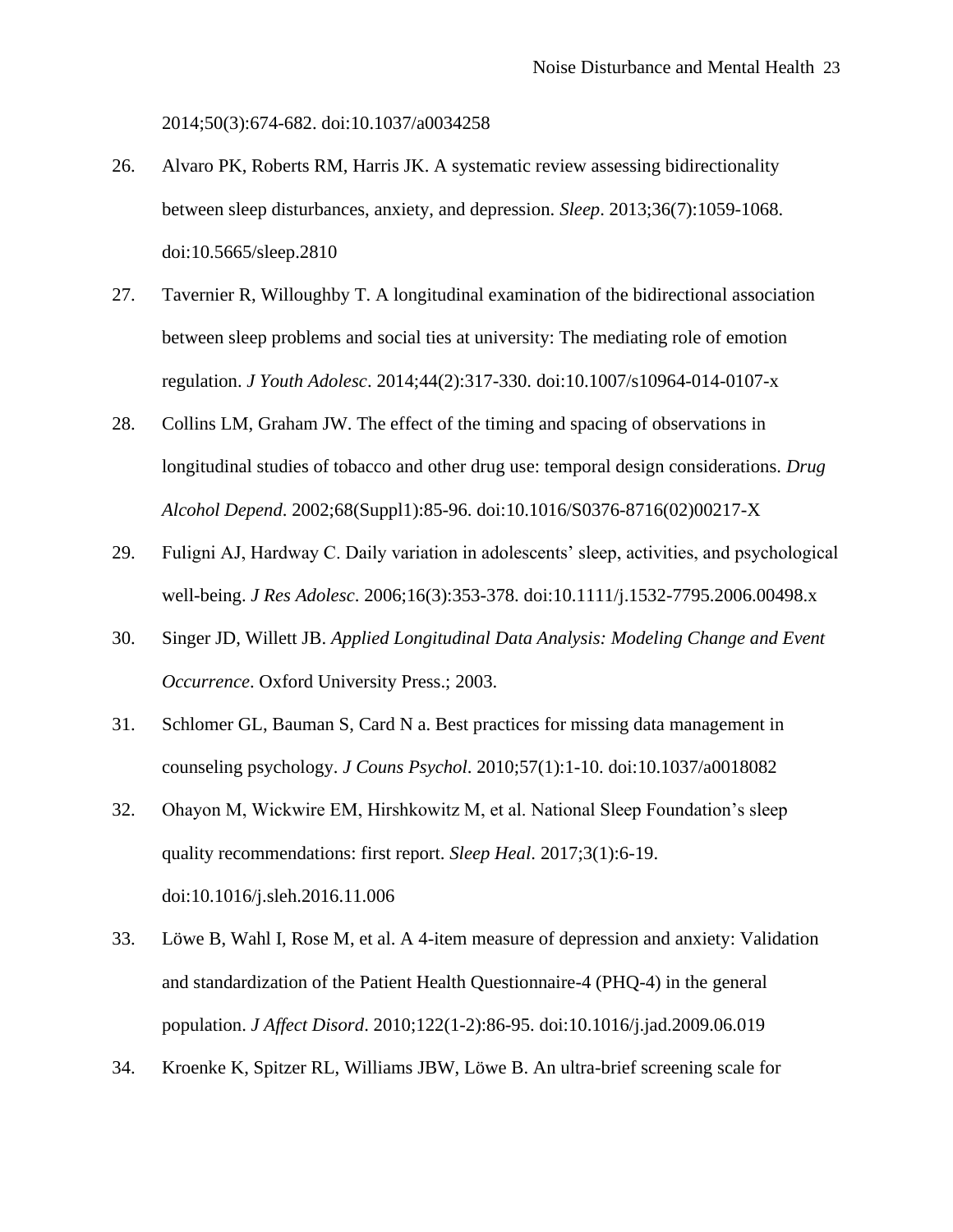2014;50(3):674-682. doi:10.1037/a0034258

26. Alvaro PK, Roberts RM, Harris JK. A systematic review assessing bidirectionality between sleep disturbances, anxiety, and depression. *Sleep*. 2013;36(7):1059-1068. doi:10.5665/sleep.2810

27. Tavernier R, Willoughby T. A longitudinal examination of the bidirectional association between sleep problems and social ties at university: The mediating role of emotion regulation. *J Youth Adolesc*. 2014;44(2):317-330. doi:10.1007/s10964-014-0107-x

28. Collins LM, Graham JW. The effect of the timing and spacing of observations in longitudinal studies of tobacco and other drug use: temporal design considerations. *Drug Alcohol Depend*. 2002;68(Suppl1):85-96. doi:10.1016/S0376-8716(02)00217-X

29. Fuligni AJ, Hardway C. Daily variation in adolescents' sleep, activities, and psychological well-being. *J Res Adolesc*. 2006;16(3):353-378. doi:10.1111/j.1532-7795.2006.00498.x

30. Singer JD, Willett JB. *Applied Longitudinal Data Analysis: Modeling Change and Event Occurrence*. Oxford University Press.; 2003.

31. Schlomer GL, Bauman S, Card N a. Best practices for missing data management in counseling psychology. *J Couns Psychol*. 2010;57(1):1-10. doi:10.1037/a0018082

32. Ohayon M, Wickwire EM, Hirshkowitz M, et al. National Sleep Foundation's sleep quality recommendations: first report. *Sleep Heal*. 2017;3(1):6-19. doi:10.1016/j.sleh.2016.11.006

33. Löwe B, Wahl I, Rose M, et al. A 4-item measure of depression and anxiety: Validation and standardization of the Patient Health Questionnaire-4 (PHQ-4) in the general population. *J Affect Disord*. 2010;122(1-2):86-95. doi:10.1016/j.jad.2009.06.019

34. Kroenke K, Spitzer RL, Williams JBW, Löwe B. An ultra-brief screening scale for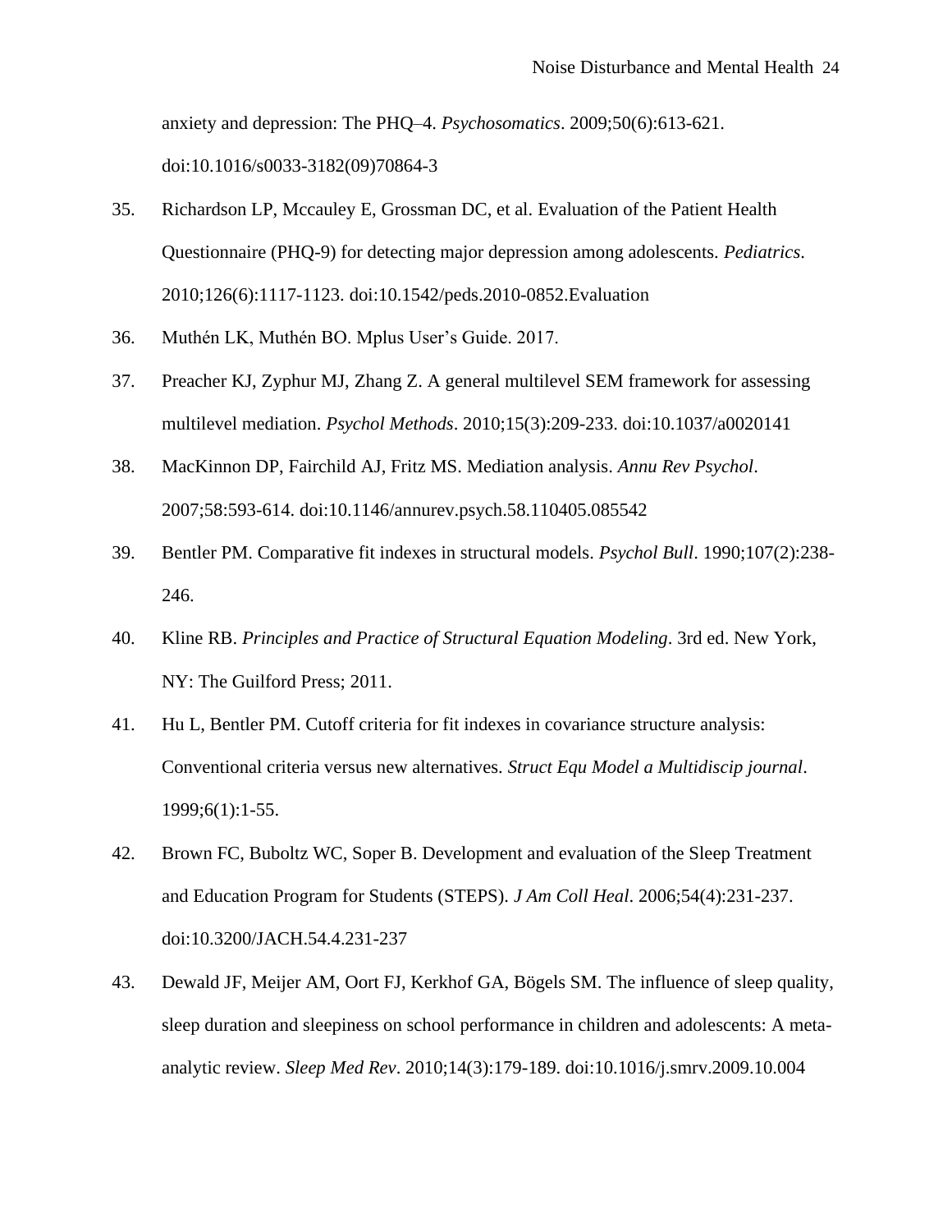anxiety and depression: The PHQ–4. *Psychosomatics*. 2009;50(6):613-621. doi:10.1016/s0033-3182(09)70864-3

35. Richardson LP, Mccauley E, Grossman DC, et al. Evaluation of the Patient Health Questionnaire (PHQ-9) for detecting major depression among adolescents. *Pediatrics*. 2010;126(6):1117-1123. doi:10.1542/peds.2010-0852.Evaluation

36. Muthén LK, Muthén BO. Mplus User's Guide. 2017.

37. Preacher KJ, Zyphur MJ, Zhang Z. A general multilevel SEM framework for assessing multilevel mediation. *Psychol Methods*. 2010;15(3):209-233. doi:10.1037/a0020141

38. MacKinnon DP, Fairchild AJ, Fritz MS. Mediation analysis. *Annu Rev Psychol*. 2007;58:593-614. doi:10.1146/annurev.psych.58.110405.085542

39. Bentler PM. Comparative fit indexes in structural models. *Psychol Bull*. 1990;107(2):238-246.

40. Kline RB. *Principles and Practice of Structural Equation Modeling*. 3rd ed. New York, NY: The Guilford Press; 2011.

41. Hu L, Bentler PM. Cutoff criteria for fit indexes in covariance structure analysis: Conventional criteria versus new alternatives. *Struct Equ Model a Multidiscip journal*. 1999;6(1):1-55.

42. Brown FC, Buboltz WC, Soper B. Development and evaluation of the Sleep Treatment and Education Program for Students (STEPS). *J Am Coll Heal*. 2006;54(4):231-237. doi:10.3200/JACH.54.4.231-237

43. Dewald JF, Meijer AM, Oort FJ, Kerkhof GA, Bögels SM. The influence of sleep quality, sleep duration and sleepiness on school performance in children and adolescents: A meta-analytic review. *Sleep Med Rev*. 2010;14(3):179-189. doi:10.1016/j.smrv.2009.10.004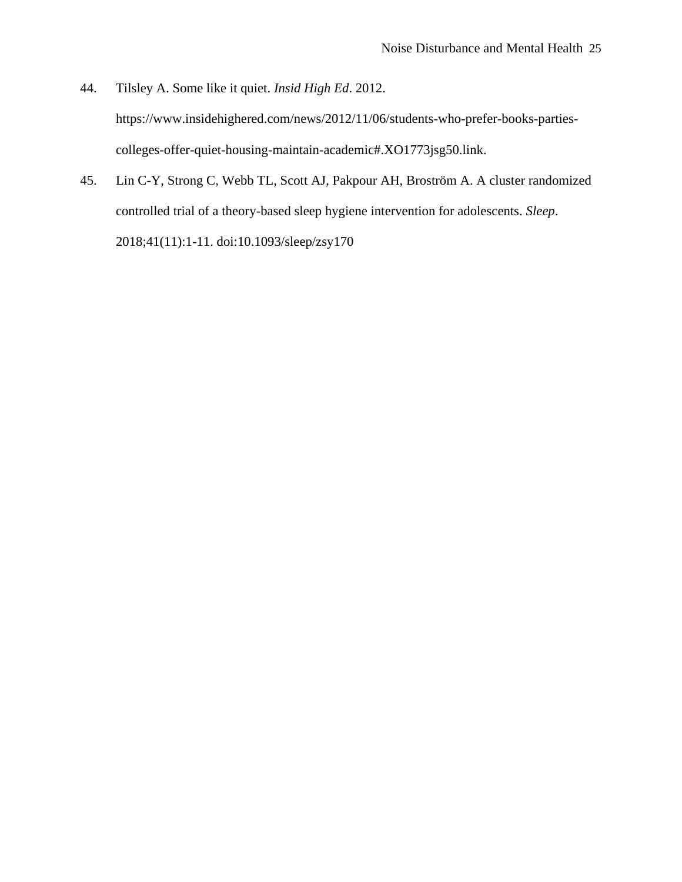44. Tilsley A. Some like it quiet. *Insid High Ed*. 2012. https://www.insidehighered.com/news/2012/11/06/students-who-prefer-books-parties-colleges-offer-quiet-housing-maintain-academic#.XO1773jsg50.link.

45. Lin C-Y, Strong C, Webb TL, Scott AJ, Pakpour AH, Broström A. A cluster randomized controlled trial of a theory-based sleep hygiene intervention for adolescents. *Sleep*. 2018;41(11):1-11. doi:10.1093/sleep/zsy170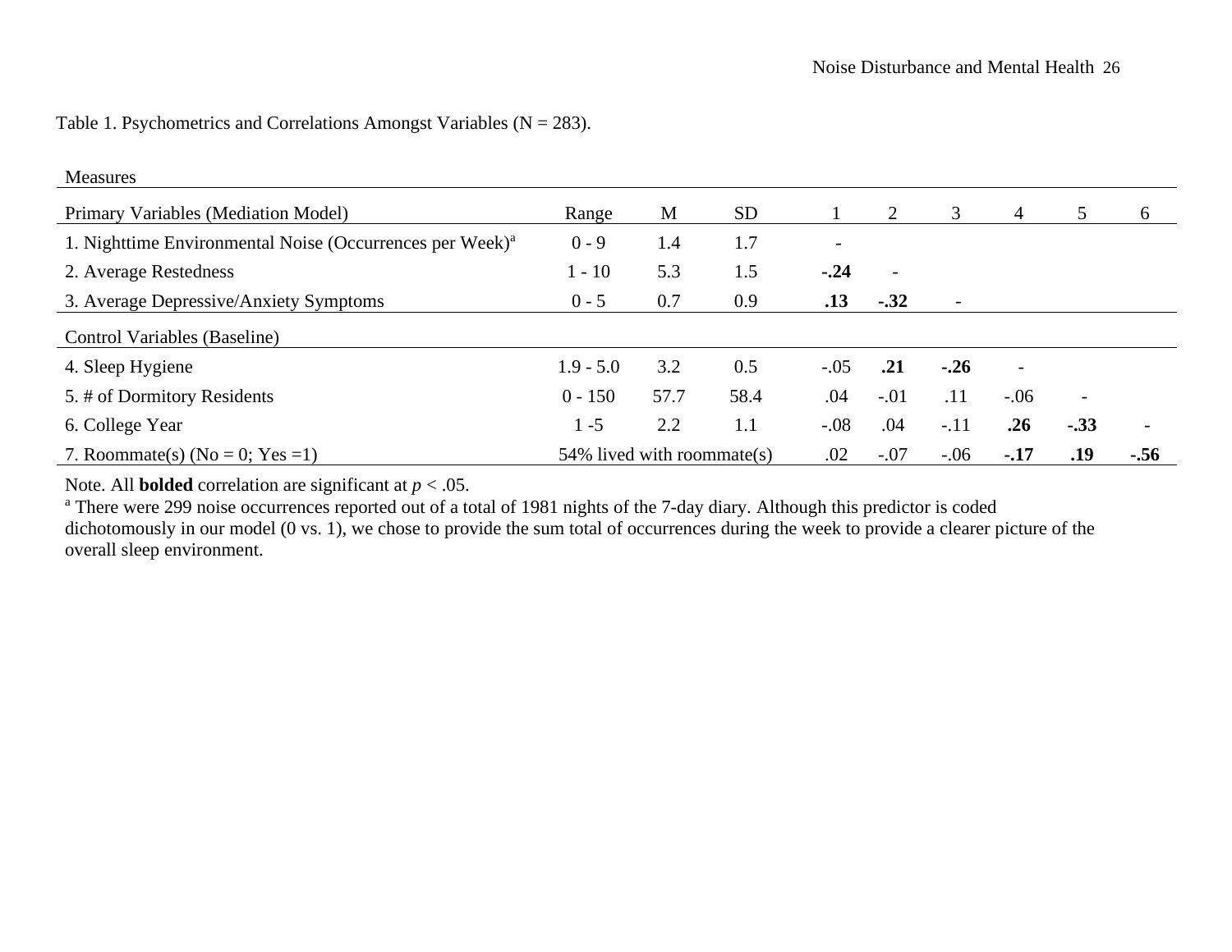Table 1. Psychometrics and Correlations Amongst Variables (N = 283).

| Measures | | | | | | | | | |
|---|---|---|---|---|---|---|---|---|---|
| **Primary Variables (Mediation Model)** | Range | M | SD | 1 | 2 | 3 | 4 | 5 | 6 |
| 1. Nighttime Environmental Noise (Occurrences per Week)[a] | 0 - 9 | 1.4 | 1.7 | - | | | | | |
| 2. Average Restedness | 1 - 10 | 5.3 | 1.5 | **-.24** | - | | | | |
| 3. Average Depressive/Anxiety Symptoms | 0 - 5 | 0.7 | 0.9 | **.13** | **-.32** | - | | | |
| **Control Variables (Baseline)** | | | | | | | | | |
| 4. Sleep Hygiene | 1.9 - 5.0 | 3.2 | 0.5 | -.05 | **.21** | **-.26** | - | | |
| 5. # of Dormitory Residents | 0 - 150 | 57.7 | 58.4 | .04 | -.01 | .11 | -.06 | - | |
| 6. College Year | 1 -5 | 2.2 | 1.1 | -.08 | .04 | -.11 | **.26** | **-.33** | - |
| 7. Roommate(s) (No = 0; Yes =1) | 54% lived with roommate(s) | | | .02 | -.07 | -.06 | **-.17** | **.19** | **-.56** |

Note. All **bolded** correlation are significant at $p < .05$.
[a] There were 299 noise occurrences reported out of a total of 1981 nights of the 7-day diary. Although this predictor is coded dichotomously in our model (0 vs. 1), we chose to provide the sum total of occurrences during the week to provide a clearer picture of the overall sleep environment.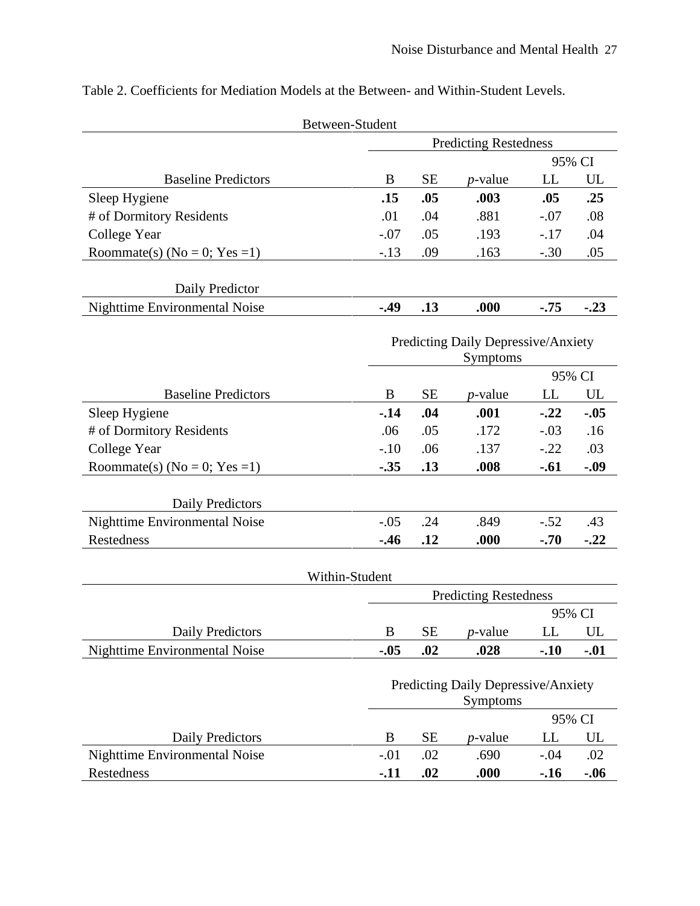Table 2. Coefficients for Mediation Models at the Between- and Within-Student Levels.

**Between-Student**

| | Predicting Restedness | | | | |
|---|---|---|---|---|---|
| | | | | 95% CI | |
| Baseline Predictors | B | SE | *p*-value | LL | UL |
| Sleep Hygiene | **.15** | **.05** | **.003** | **.05** | **.25** |
| # of Dormitory Residents | .01 | .04 | .881 | -.07 | .08 |
| College Year | -.07 | .05 | .193 | -.17 | .04 |
| Roommate(s) (No = 0; Yes =1) | -.13 | .09 | .163 | -.30 | .05 |
| Daily Predictor | | | | | |
| Nighttime Environmental Noise | **-.49** | **.13** | **.000** | **-.75** | **-.23** |

| | Predicting Daily Depressive/Anxiety Symptoms | | | | |
|---|---|---|---|---|---|
| | | | | 95% CI | |
| Baseline Predictors | B | SE | *p*-value | LL | UL |
| Sleep Hygiene | **-.14** | **.04** | **.001** | **-.22** | **-.05** |
| # of Dormitory Residents | .06 | .05 | .172 | -.03 | .16 |
| College Year | -.10 | .06 | .137 | -.22 | .03 |
| Roommate(s) (No = 0; Yes =1) | **-.35** | **.13** | **.008** | **-.61** | **-.09** |
| Daily Predictors | | | | | |
| Nighttime Environmental Noise | -.05 | .24 | .849 | -.52 | .43 |
| Restedness | **-.46** | **.12** | **.000** | **-.70** | **-.22** |

**Within-Student**

| | Predicting Restedness | | | | |
|---|---|---|---|---|---|
| | | | | 95% CI | |
| Daily Predictors | B | SE | *p*-value | LL | UL |
| Nighttime Environmental Noise | **-.05** | **.02** | **.028** | **-.10** | **-.01** |

| | Predicting Daily Depressive/Anxiety Symptoms | | | | |
|---|---|---|---|---|---|
| | | | | 95% CI | |
| Daily Predictors | B | SE | *p*-value | LL | UL |
| Nighttime Environmental Noise | -.01 | .02 | .690 | -.04 | .02 |
| Restedness | **-.11** | **.02** | **.000** | **-.16** | **-.06** |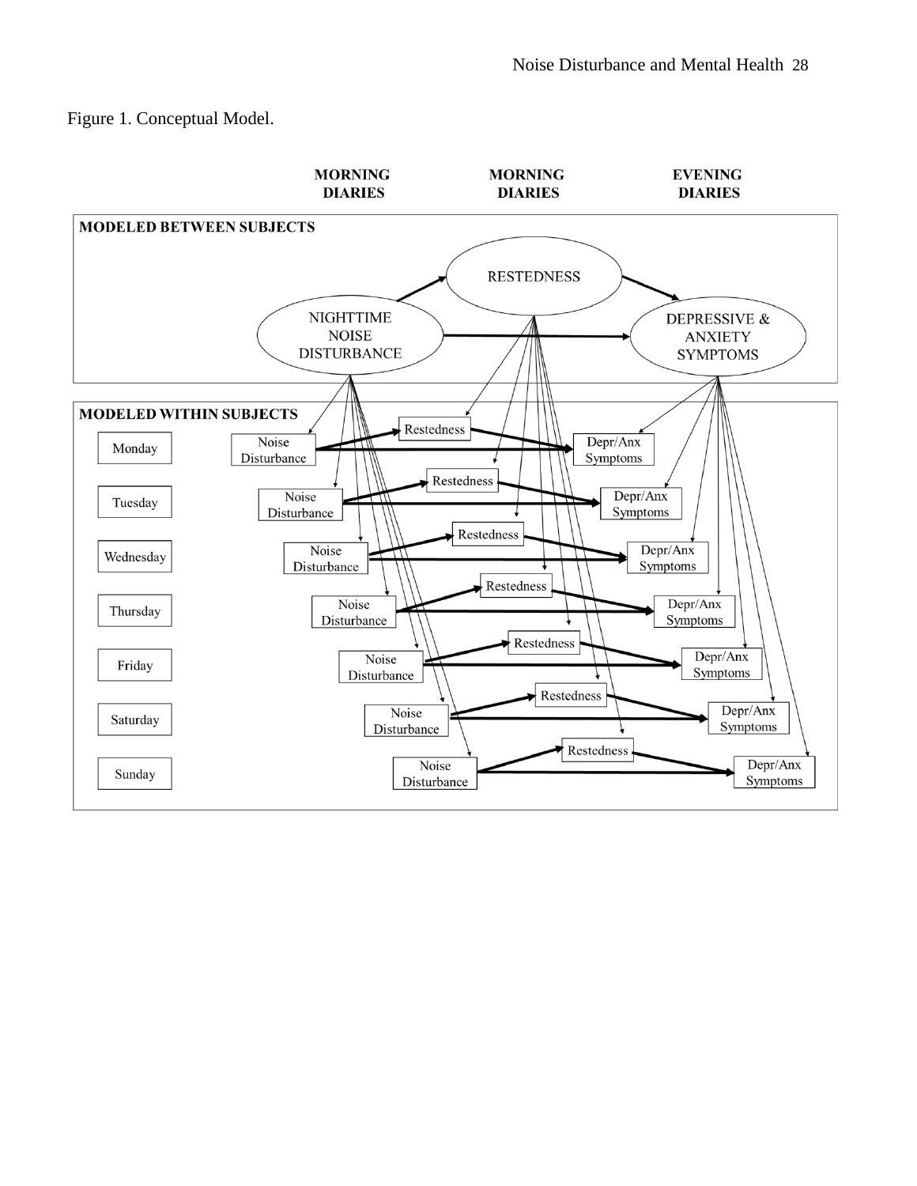Figure 1. Conceptual Model.

MORNING DIARIES | MORNING DIARIES | EVENING DIARIES

**MODELED BETWEEN SUBJECTS**

NIGHTTIME NOISE DISTURBANCE → RESTEDNESS → DEPRESSIVE & ANXIETY SYMPTOMS

**MODELED WITHIN SUBJECTS**

| Day | Morning Diaries | Morning Diaries | Evening Diaries |
|---|---|---|---|
| Monday | Noise Disturbance | Restedness | Depr/Anx Symptoms |
| Tuesday | Noise Disturbance | Restedness | Depr/Anx Symptoms |
| Wednesday | Noise Disturbance | Restedness | Depr/Anx Symptoms |
| Thursday | Noise Disturbance | Restedness | Depr/Anx Symptoms |
| Friday | Noise Disturbance | Restedness | Depr/Anx Symptoms |
| Saturday | Noise Disturbance | Restedness | Depr/Anx Symptoms |
| Sunday | Noise Disturbance | Restedness | Depr/Anx Symptoms |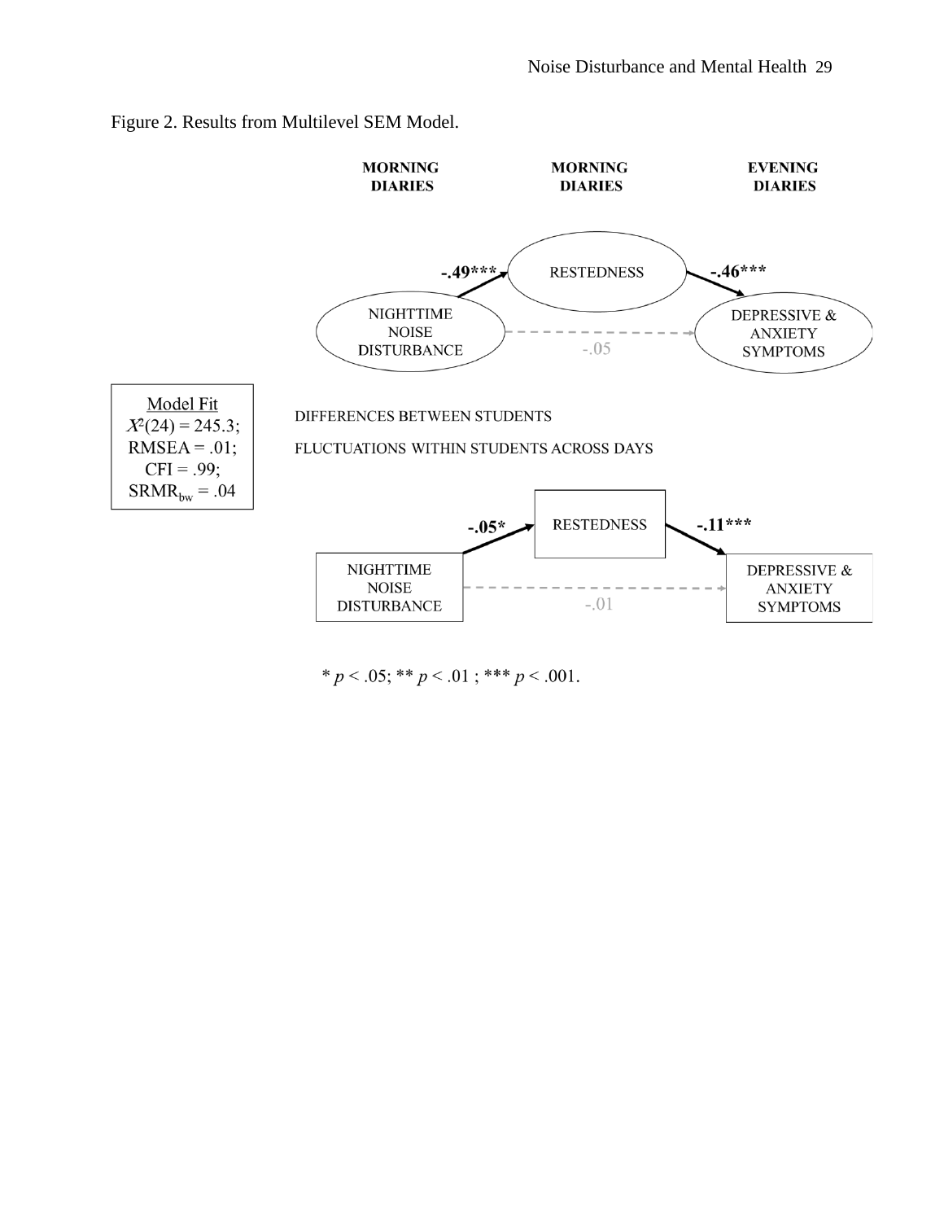Figure 2. Results from Multilevel SEM Model.

MORNING DIARIES

MORNING DIARIES

EVENING DIARIES

RESTEDNESS

-.49***

-.46***

NIGHTTIME NOISE DISTURBANCE

DEPRESSIVE & ANXIETY SYMPTOMS

-.05

Model Fit
$X^2(24) = 245.3$;
RMSEA = .01;
CFI = .99;
$SRMR_{bw} = .04$

DIFFERENCES BETWEEN STUDENTS

FLUCTUATIONS WITHIN STUDENTS ACROSS DAYS

RESTEDNESS

-.05*

-.11***

NIGHTTIME NOISE DISTURBANCE

DEPRESSIVE & ANXIETY SYMPTOMS

-.01

* $p < .05$; ** $p < .01$ ; *** $p < .001$.